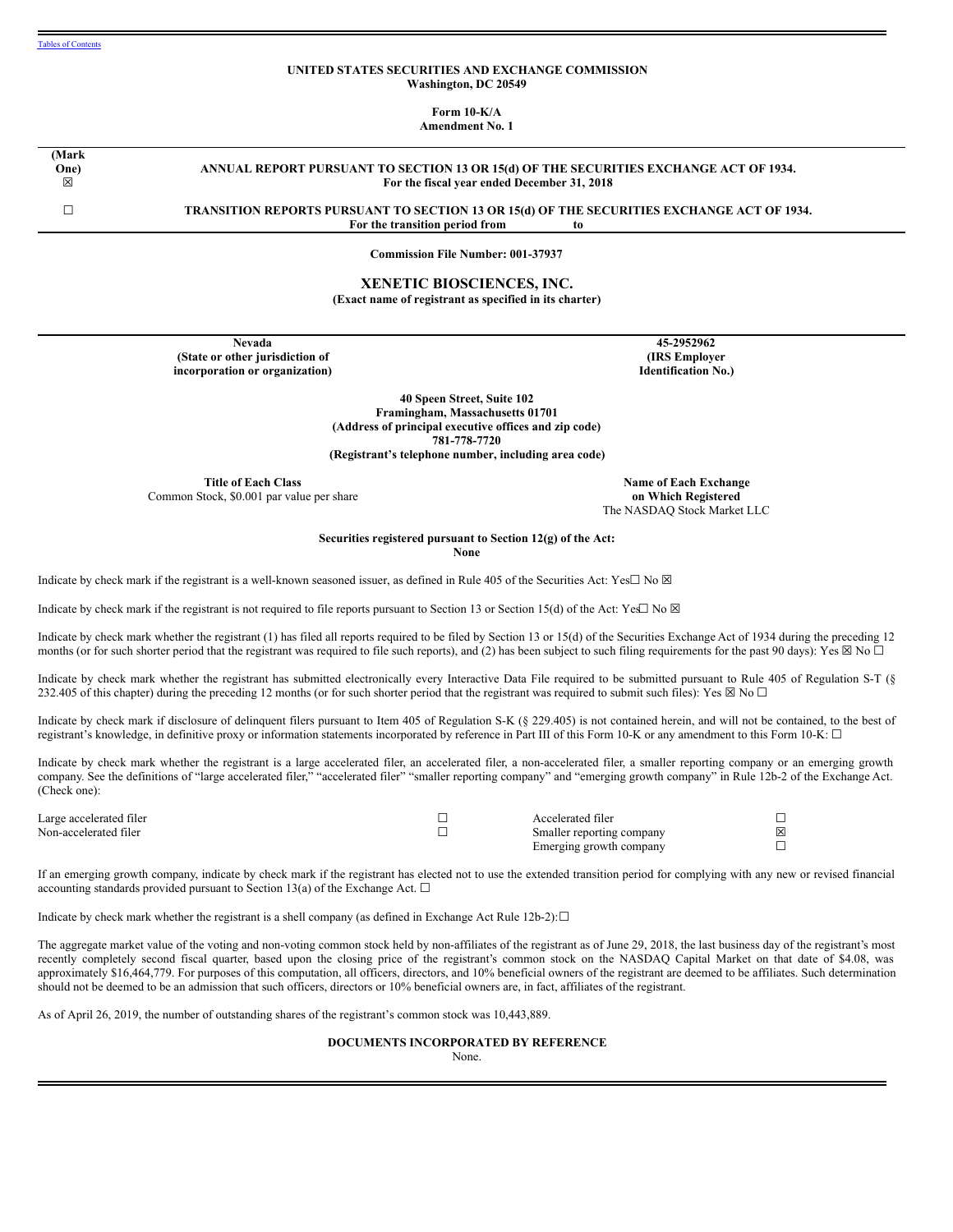Tables of Contents

**UNITED STATES SECURITIES AND EXCHANGE COMMISSION**
**Washington, DC 20549**

**Form 10-K/A**
**Amendment No. 1**

**(Mark One)**

☒ **ANNUAL REPORT PURSUANT TO SECTION 13 OR 15(d) OF THE SECURITIES EXCHANGE ACT OF 1934.**
**For the fiscal year ended December 31, 2018**

☐ **TRANSITION REPORTS PURSUANT TO SECTION 13 OR 15(d) OF THE SECURITIES EXCHANGE ACT OF 1934.**
**For the transition period from to**

**Commission File Number: 001-37937**

# XENETIC BIOSCIENCES, INC.

**(Exact name of registrant as specified in its charter)**

| **Nevada** | **45-2952962** |
|---|---|
| **(State or other jurisdiction of incorporation or organization)** | **(IRS Employer Identification No.)** |

**40 Speen Street, Suite 102**
**Framingham, Massachusetts 01701**
**(Address of principal executive offices and zip code)**
**781-778-7720**
**(Registrant's telephone number, including area code)**

| **Title of Each Class** | **Name of Each Exchange on Which Registered** |
|---|---|
| Common Stock, $0.001 par value per share | The NASDAQ Stock Market LLC |

**Securities registered pursuant to Section 12(g) of the Act:**
**None**

Indicate by check mark if the registrant is a well-known seasoned issuer, as defined in Rule 405 of the Securities Act: Yes☐ No ☒

Indicate by check mark if the registrant is not required to file reports pursuant to Section 13 or Section 15(d) of the Act: Yes☐ No ☒

Indicate by check mark whether the registrant (1) has filed all reports required to be filed by Section 13 or 15(d) of the Securities Exchange Act of 1934 during the preceding 12 months (or for such shorter period that the registrant was required to file such reports), and (2) has been subject to such filing requirements for the past 90 days): Yes ☒ No ☐

Indicate by check mark whether the registrant has submitted electronically every Interactive Data File required to be submitted pursuant to Rule 405 of Regulation S-T (§ 232.405 of this chapter) during the preceding 12 months (or for such shorter period that the registrant was required to submit such files): Yes ☒ No ☐

Indicate by check mark if disclosure of delinquent filers pursuant to Item 405 of Regulation S-K (§ 229.405) is not contained herein, and will not be contained, to the best of registrant's knowledge, in definitive proxy or information statements incorporated by reference in Part III of this Form 10-K or any amendment to this Form 10-K: ☐

Indicate by check mark whether the registrant is a large accelerated filer, an accelerated filer, a non-accelerated filer, a smaller reporting company or an emerging growth company. See the definitions of "large accelerated filer," "accelerated filer" "smaller reporting company" and "emerging growth company" in Rule 12b-2 of the Exchange Act. (Check one):

| | | | |
|---|---|---|---|
| Large accelerated filer | ☐ | Accelerated filer | ☐ |
| Non-accelerated filer | ☐ | Smaller reporting company | ☒ |
| | | Emerging growth company | ☐ |

If an emerging growth company, indicate by check mark if the registrant has elected not to use the extended transition period for complying with any new or revised financial accounting standards provided pursuant to Section 13(a) of the Exchange Act. ☐

Indicate by check mark whether the registrant is a shell company (as defined in Exchange Act Rule 12b-2):☐

The aggregate market value of the voting and non-voting common stock held by non-affiliates of the registrant as of June 29, 2018, the last business day of the registrant's most recently completely second fiscal quarter, based upon the closing price of the registrant's common stock on the NASDAQ Capital Market on that date of $4.08, was approximately $16,464,779. For purposes of this computation, all officers, directors, and 10% beneficial owners of the registrant are deemed to be affiliates. Such determination should not be deemed to be an admission that such officers, directors or 10% beneficial owners are, in fact, affiliates of the registrant.

As of April 26, 2019, the number of outstanding shares of the registrant's common stock was 10,443,889.

**DOCUMENTS INCORPORATED BY REFERENCE**
None.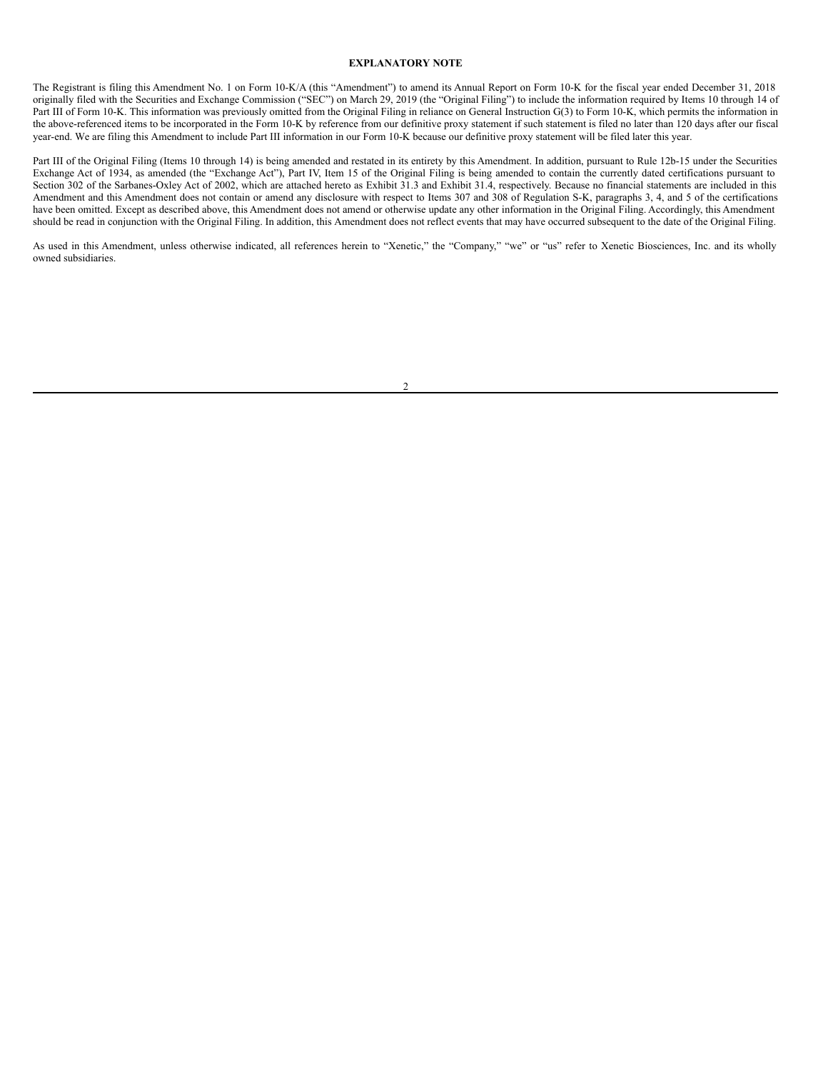## EXPLANATORY NOTE

The Registrant is filing this Amendment No. 1 on Form 10-K/A (this "Amendment") to amend its Annual Report on Form 10-K for the fiscal year ended December 31, 2018 originally filed with the Securities and Exchange Commission ("SEC") on March 29, 2019 (the "Original Filing") to include the information required by Items 10 through 14 of Part III of Form 10-K. This information was previously omitted from the Original Filing in reliance on General Instruction G(3) to Form 10-K, which permits the information in the above-referenced items to be incorporated in the Form 10-K by reference from our definitive proxy statement if such statement is filed no later than 120 days after our fiscal year-end. We are filing this Amendment to include Part III information in our Form 10-K because our definitive proxy statement will be filed later this year.

Part III of the Original Filing (Items 10 through 14) is being amended and restated in its entirety by this Amendment. In addition, pursuant to Rule 12b-15 under the Securities Exchange Act of 1934, as amended (the "Exchange Act"), Part IV, Item 15 of the Original Filing is being amended to contain the currently dated certifications pursuant to Section 302 of the Sarbanes-Oxley Act of 2002, which are attached hereto as Exhibit 31.3 and Exhibit 31.4, respectively. Because no financial statements are included in this Amendment and this Amendment does not contain or amend any disclosure with respect to Items 307 and 308 of Regulation S-K, paragraphs 3, 4, and 5 of the certifications have been omitted. Except as described above, this Amendment does not amend or otherwise update any other information in the Original Filing. Accordingly, this Amendment should be read in conjunction with the Original Filing. In addition, this Amendment does not reflect events that may have occurred subsequent to the date of the Original Filing.

As used in this Amendment, unless otherwise indicated, all references herein to "Xenetic," the "Company," "we" or "us" refer to Xenetic Biosciences, Inc. and its wholly owned subsidiaries.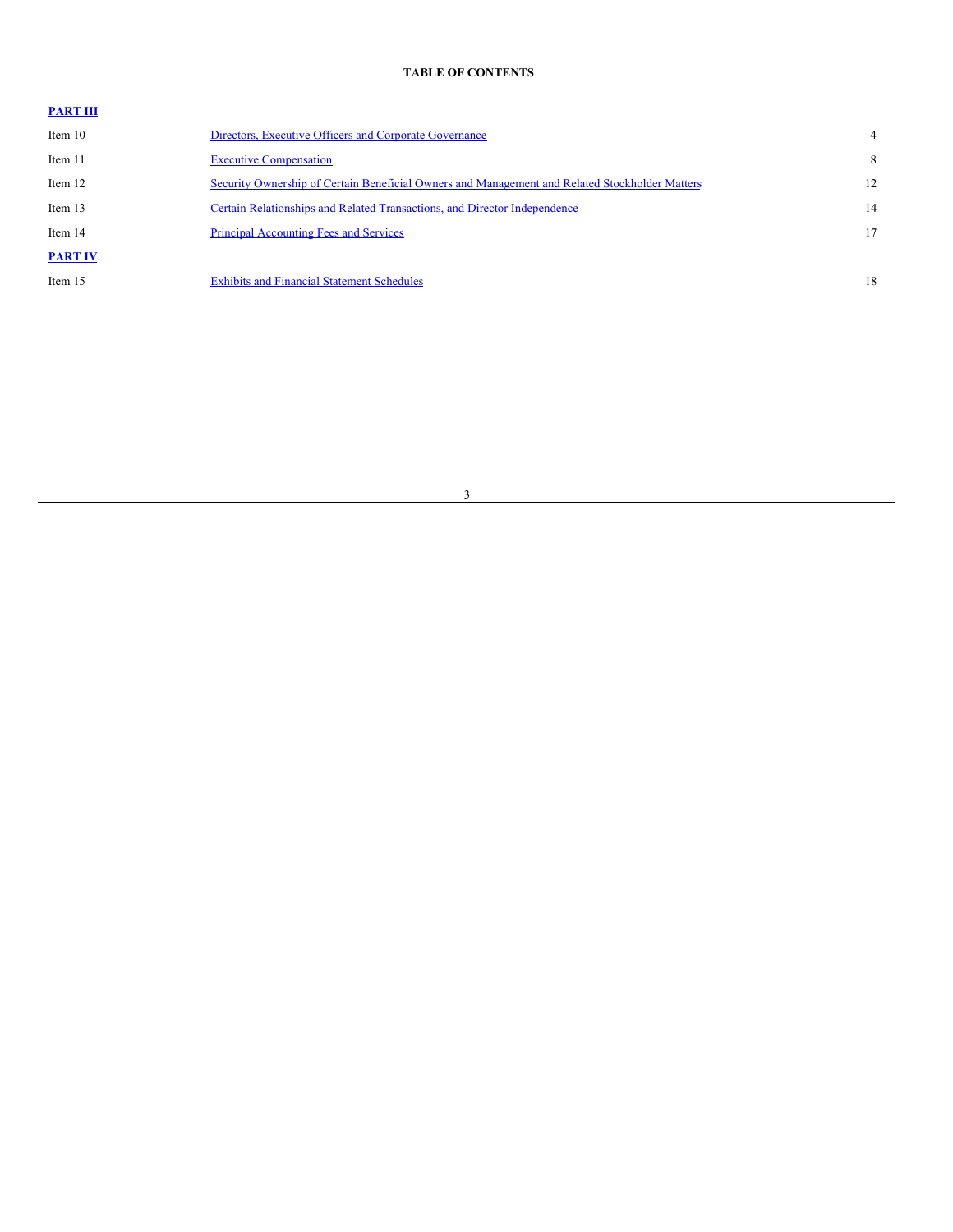**TABLE OF CONTENTS**

| | | |
|---|---|---|
| **PART III** | | |
| Item 10 | Directors, Executive Officers and Corporate Governance | 4 |
| Item 11 | Executive Compensation | 8 |
| Item 12 | Security Ownership of Certain Beneficial Owners and Management and Related Stockholder Matters | 12 |
| Item 13 | Certain Relationships and Related Transactions, and Director Independence | 14 |
| Item 14 | Principal Accounting Fees and Services | 17 |
| **PART IV** | | |
| Item 15 | Exhibits and Financial Statement Schedules | 18 |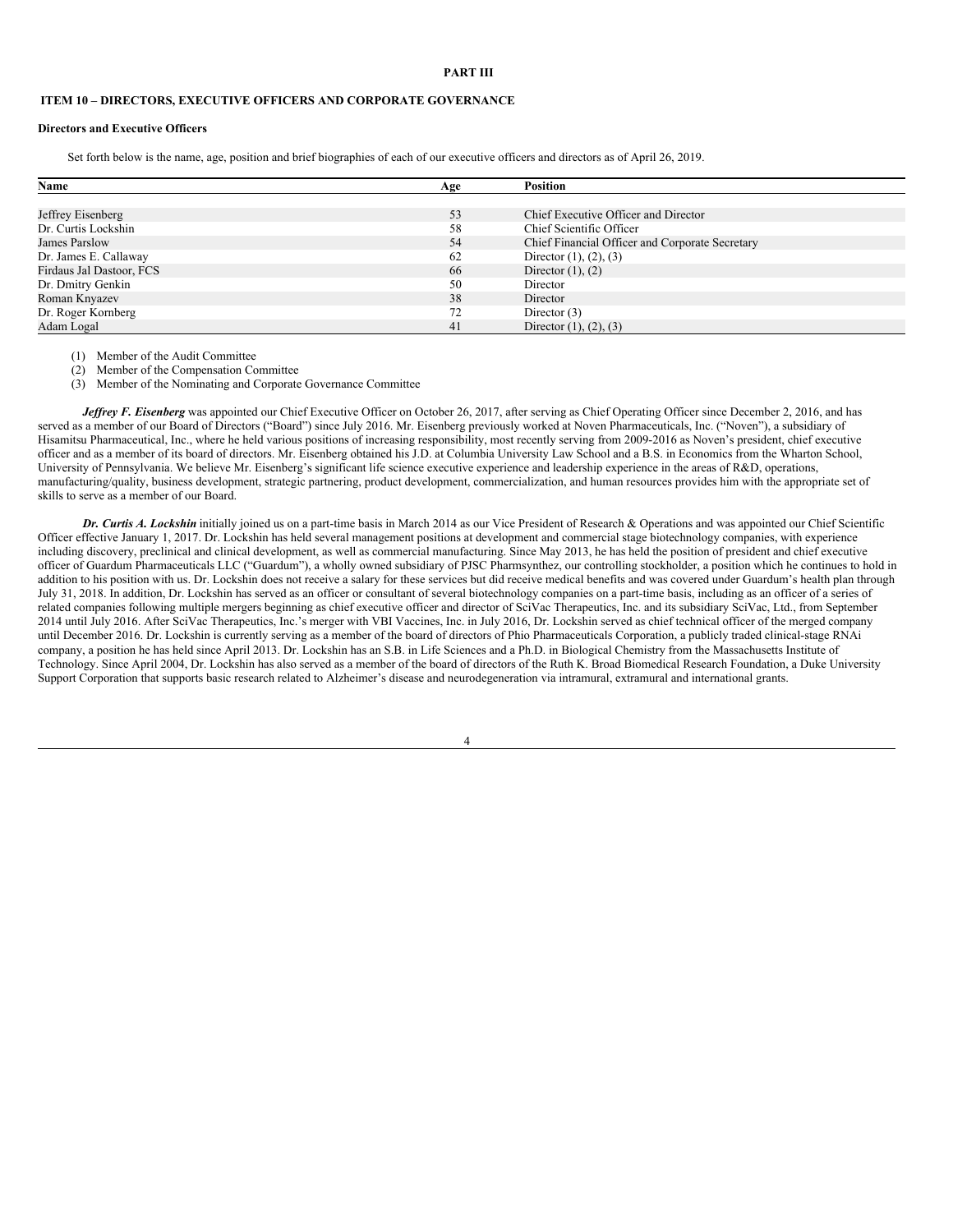# PART III

## ITEM 10 – DIRECTORS, EXECUTIVE OFFICERS AND CORPORATE GOVERNANCE

### Directors and Executive Officers

Set forth below is the name, age, position and brief biographies of each of our executive officers and directors as of April 26, 2019.

| Name | Age | Position |
|---|---|---|
| Jeffrey Eisenberg | 53 | Chief Executive Officer and Director |
| Dr. Curtis Lockshin | 58 | Chief Scientific Officer |
| James Parslow | 54 | Chief Financial Officer and Corporate Secretary |
| Dr. James E. Callaway | 62 | Director (1), (2), (3) |
| Firdaus Jal Dastoor, FCS | 66 | Director (1), (2) |
| Dr. Dmitry Genkin | 50 | Director |
| Roman Knyazev | 38 | Director |
| Dr. Roger Kornberg | 72 | Director (3) |
| Adam Logal | 41 | Director (1), (2), (3) |

(1) Member of the Audit Committee
(2) Member of the Compensation Committee
(3) Member of the Nominating and Corporate Governance Committee

***Jeffrey F. Eisenberg*** was appointed our Chief Executive Officer on October 26, 2017, after serving as Chief Operating Officer since December 2, 2016, and has served as a member of our Board of Directors ("Board") since July 2016. Mr. Eisenberg previously worked at Noven Pharmaceuticals, Inc. ("Noven"), a subsidiary of Hisamitsu Pharmaceutical, Inc., where he held various positions of increasing responsibility, most recently serving from 2009-2016 as Noven's president, chief executive officer and as a member of its board of directors. Mr. Eisenberg obtained his J.D. at Columbia University Law School and a B.S. in Economics from the Wharton School, University of Pennsylvania. We believe Mr. Eisenberg's significant life science executive experience and leadership experience in the areas of R&D, operations, manufacturing/quality, business development, strategic partnering, product development, commercialization, and human resources provides him with the appropriate set of skills to serve as a member of our Board.

***Dr. Curtis A. Lockshin*** initially joined us on a part-time basis in March 2014 as our Vice President of Research & Operations and was appointed our Chief Scientific Officer effective January 1, 2017. Dr. Lockshin has held several management positions at development and commercial stage biotechnology companies, with experience including discovery, preclinical and clinical development, as well as commercial manufacturing. Since May 2013, he has held the position of president and chief executive officer of Guardum Pharmaceuticals LLC ("Guardum"), a wholly owned subsidiary of PJSC Pharmsynthez, our controlling stockholder, a position which he continues to hold in addition to his position with us. Dr. Lockshin does not receive a salary for these services but did receive medical benefits and was covered under Guardum's health plan through July 31, 2018. In addition, Dr. Lockshin has served as an officer or consultant of several biotechnology companies on a part-time basis, including as an officer of a series of related companies following multiple mergers beginning as chief executive officer and director of SciVac Therapeutics, Inc. and its subsidiary SciVac, Ltd., from September 2014 until July 2016. After SciVac Therapeutics, Inc.'s merger with VBI Vaccines, Inc. in July 2016, Dr. Lockshin served as chief technical officer of the merged company until December 2016. Dr. Lockshin is currently serving as a member of the board of directors of Phio Pharmaceuticals Corporation, a publicly traded clinical-stage RNAi company, a position he has held since April 2013. Dr. Lockshin has an S.B. in Life Sciences and a Ph.D. in Biological Chemistry from the Massachusetts Institute of Technology. Since April 2004, Dr. Lockshin has also served as a member of the board of directors of the Ruth K. Broad Biomedical Research Foundation, a Duke University Support Corporation that supports basic research related to Alzheimer's disease and neurodegeneration via intramural, extramural and international grants.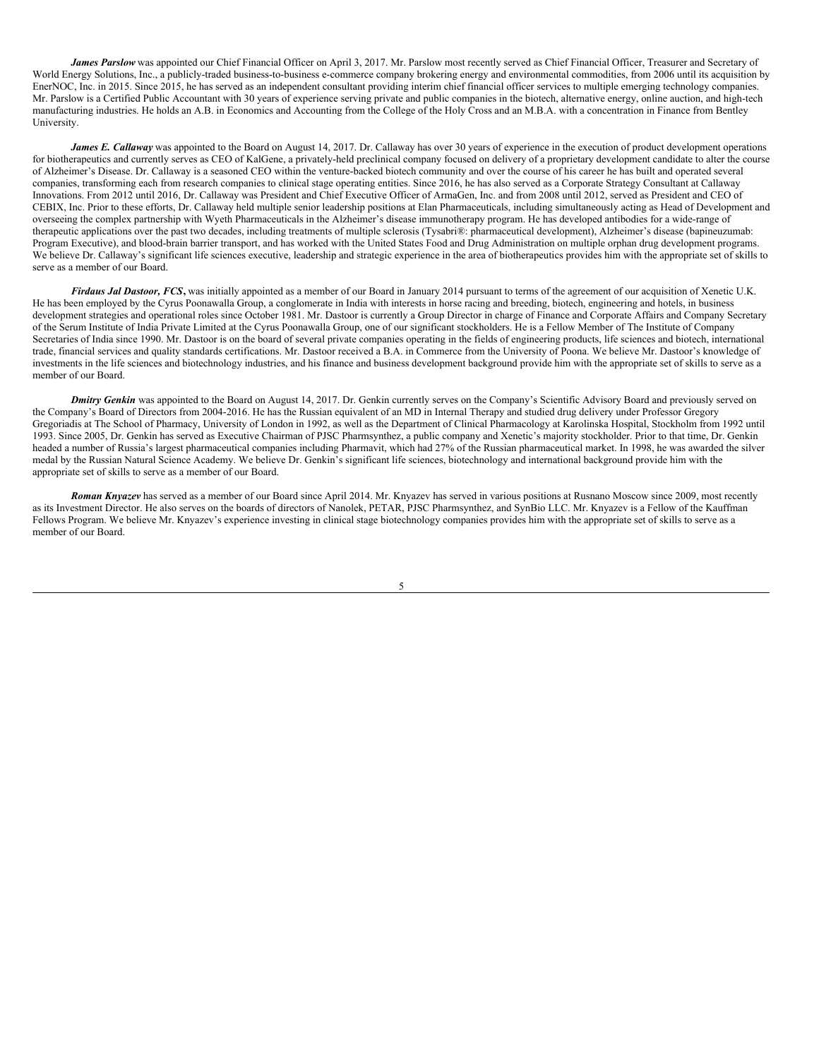***James Parslow*** was appointed our Chief Financial Officer on April 3, 2017. Mr. Parslow most recently served as Chief Financial Officer, Treasurer and Secretary of World Energy Solutions, Inc., a publicly-traded business-to-business e-commerce company brokering energy and environmental commodities, from 2006 until its acquisition by EnerNOC, Inc. in 2015. Since 2015, he has served as an independent consultant providing interim chief financial officer services to multiple emerging technology companies. Mr. Parslow is a Certified Public Accountant with 30 years of experience serving private and public companies in the biotech, alternative energy, online auction, and high-tech manufacturing industries. He holds an A.B. in Economics and Accounting from the College of the Holy Cross and an M.B.A. with a concentration in Finance from Bentley University.

***James E. Callaway*** was appointed to the Board on August 14, 2017. Dr. Callaway has over 30 years of experience in the execution of product development operations for biotherapeutics and currently serves as CEO of KalGene, a privately-held preclinical company focused on delivery of a proprietary development candidate to alter the course of Alzheimer's Disease. Dr. Callaway is a seasoned CEO within the venture-backed biotech community and over the course of his career he has built and operated several companies, transforming each from research companies to clinical stage operating entities. Since 2016, he has also served as a Corporate Strategy Consultant at Callaway Innovations. From 2012 until 2016, Dr. Callaway was President and Chief Executive Officer of ArmaGen, Inc. and from 2008 until 2012, served as President and CEO of CEBIX, Inc. Prior to these efforts, Dr. Callaway held multiple senior leadership positions at Elan Pharmaceuticals, including simultaneously acting as Head of Development and overseeing the complex partnership with Wyeth Pharmaceuticals in the Alzheimer's disease immunotherapy program. He has developed antibodies for a wide-range of therapeutic applications over the past two decades, including treatments of multiple sclerosis (Tysabri®: pharmaceutical development), Alzheimer's disease (bapineuzumab: Program Executive), and blood-brain barrier transport, and has worked with the United States Food and Drug Administration on multiple orphan drug development programs. We believe Dr. Callaway's significant life sciences executive, leadership and strategic experience in the area of biotherapeutics provides him with the appropriate set of skills to serve as a member of our Board.

***Firdaus Jal Dastoor, FCS*****,** was initially appointed as a member of our Board in January 2014 pursuant to terms of the agreement of our acquisition of Xenetic U.K. He has been employed by the Cyrus Poonawalla Group, a conglomerate in India with interests in horse racing and breeding, biotech, engineering and hotels, in business development strategies and operational roles since October 1981. Mr. Dastoor is currently a Group Director in charge of Finance and Corporate Affairs and Company Secretary of the Serum Institute of India Private Limited at the Cyrus Poonawalla Group, one of our significant stockholders. He is a Fellow Member of The Institute of Company Secretaries of India since 1990. Mr. Dastoor is on the board of several private companies operating in the fields of engineering products, life sciences and biotech, international trade, financial services and quality standards certifications. Mr. Dastoor received a B.A. in Commerce from the University of Poona. We believe Mr. Dastoor's knowledge of investments in the life sciences and biotechnology industries, and his finance and business development background provide him with the appropriate set of skills to serve as a member of our Board.

***Dmitry Genkin*** was appointed to the Board on August 14, 2017. Dr. Genkin currently serves on the Company's Scientific Advisory Board and previously served on the Company's Board of Directors from 2004-2016. He has the Russian equivalent of an MD in Internal Therapy and studied drug delivery under Professor Gregory Gregoriadis at The School of Pharmacy, University of London in 1992, as well as the Department of Clinical Pharmacology at Karolinska Hospital, Stockholm from 1992 until 1993. Since 2005, Dr. Genkin has served as Executive Chairman of PJSC Pharmsynthez, a public company and Xenetic's majority stockholder. Prior to that time, Dr. Genkin headed a number of Russia's largest pharmaceutical companies including Pharmavit, which had 27% of the Russian pharmaceutical market. In 1998, he was awarded the silver medal by the Russian Natural Science Academy. We believe Dr. Genkin's significant life sciences, biotechnology and international background provide him with the appropriate set of skills to serve as a member of our Board.

***Roman Knyazev*** has served as a member of our Board since April 2014. Mr. Knyazev has served in various positions at Rusnano Moscow since 2009, most recently as its Investment Director. He also serves on the boards of directors of Nanolek, PETAR, PJSC Pharmsynthez, and SynBio LLC. Mr. Knyazev is a Fellow of the Kauffman Fellows Program. We believe Mr. Knyazev's experience investing in clinical stage biotechnology companies provides him with the appropriate set of skills to serve as a member of our Board.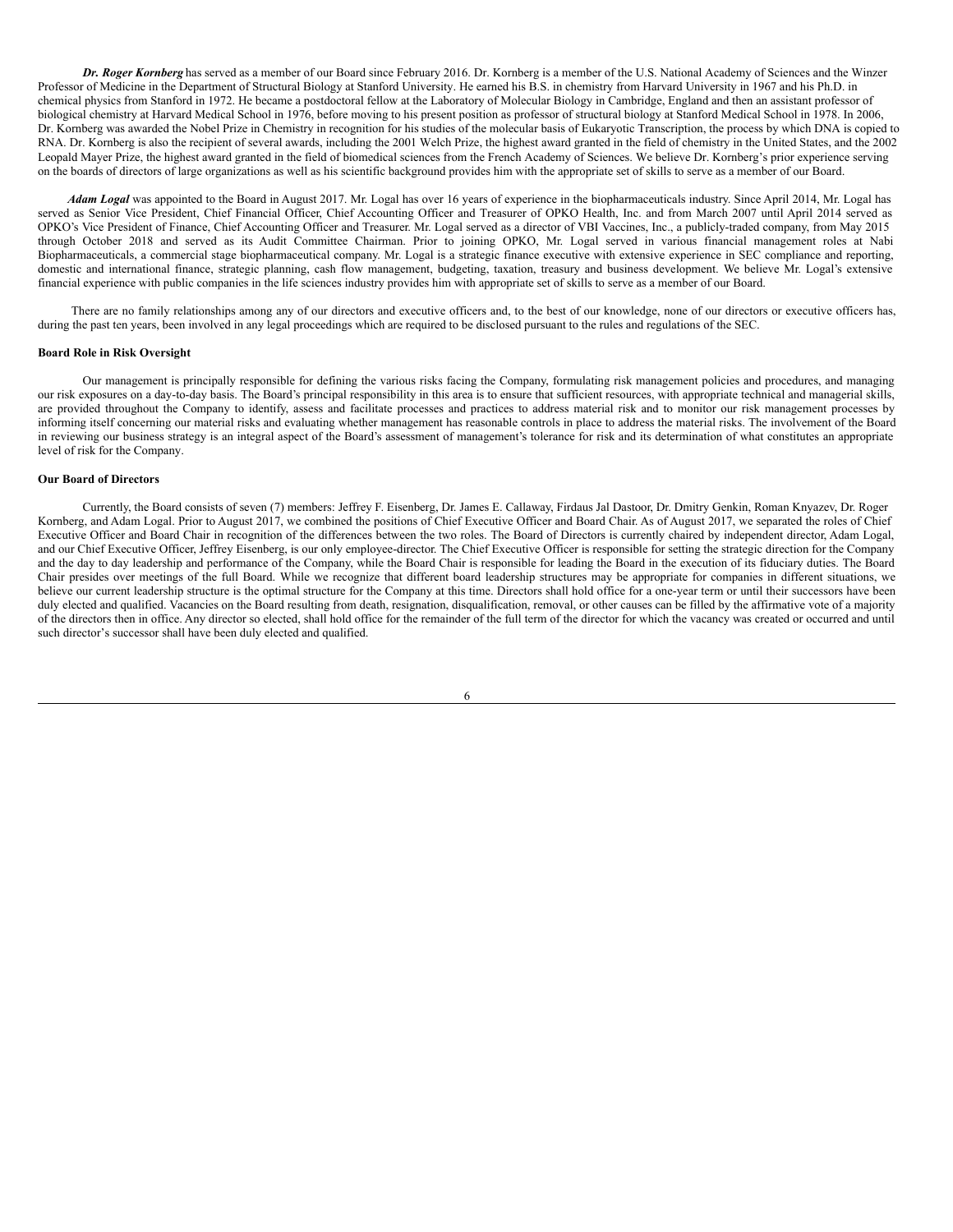***Dr. Roger Kornberg*** has served as a member of our Board since February 2016. Dr. Kornberg is a member of the U.S. National Academy of Sciences and the Winzer Professor of Medicine in the Department of Structural Biology at Stanford University. He earned his B.S. in chemistry from Harvard University in 1967 and his Ph.D. in chemical physics from Stanford in 1972. He became a postdoctoral fellow at the Laboratory of Molecular Biology in Cambridge, England and then an assistant professor of biological chemistry at Harvard Medical School in 1976, before moving to his present position as professor of structural biology at Stanford Medical School in 1978. In 2006, Dr. Kornberg was awarded the Nobel Prize in Chemistry in recognition for his studies of the molecular basis of Eukaryotic Transcription, the process by which DNA is copied to RNA. Dr. Kornberg is also the recipient of several awards, including the 2001 Welch Prize, the highest award granted in the field of chemistry in the United States, and the 2002 Leopald Mayer Prize, the highest award granted in the field of biomedical sciences from the French Academy of Sciences. We believe Dr. Kornberg's prior experience serving on the boards of directors of large organizations as well as his scientific background provides him with the appropriate set of skills to serve as a member of our Board.

***Adam Logal*** was appointed to the Board in August 2017. Mr. Logal has over 16 years of experience in the biopharmaceuticals industry. Since April 2014, Mr. Logal has served as Senior Vice President, Chief Financial Officer, Chief Accounting Officer and Treasurer of OPKO Health, Inc. and from March 2007 until April 2014 served as OPKO's Vice President of Finance, Chief Accounting Officer and Treasurer. Mr. Logal served as a director of VBI Vaccines, Inc., a publicly-traded company, from May 2015 through October 2018 and served as its Audit Committee Chairman. Prior to joining OPKO, Mr. Logal served in various financial management roles at Nabi Biopharmaceuticals, a commercial stage biopharmaceutical company. Mr. Logal is a strategic finance executive with extensive experience in SEC compliance and reporting, domestic and international finance, strategic planning, cash flow management, budgeting, taxation, treasury and business development. We believe Mr. Logal's extensive financial experience with public companies in the life sciences industry provides him with appropriate set of skills to serve as a member of our Board.

There are no family relationships among any of our directors and executive officers and, to the best of our knowledge, none of our directors or executive officers has, during the past ten years, been involved in any legal proceedings which are required to be disclosed pursuant to the rules and regulations of the SEC.

**Board Role in Risk Oversight**

Our management is principally responsible for defining the various risks facing the Company, formulating risk management policies and procedures, and managing our risk exposures on a day-to-day basis. The Board's principal responsibility in this area is to ensure that sufficient resources, with appropriate technical and managerial skills, are provided throughout the Company to identify, assess and facilitate processes and practices to address material risk and to monitor our risk management processes by informing itself concerning our material risks and evaluating whether management has reasonable controls in place to address the material risks. The involvement of the Board in reviewing our business strategy is an integral aspect of the Board's assessment of management's tolerance for risk and its determination of what constitutes an appropriate level of risk for the Company.

**Our Board of Directors**

Currently, the Board consists of seven (7) members: Jeffrey F. Eisenberg, Dr. James E. Callaway, Firdaus Jal Dastoor, Dr. Dmitry Genkin, Roman Knyazev, Dr. Roger Kornberg, and Adam Logal. Prior to August 2017, we combined the positions of Chief Executive Officer and Board Chair. As of August 2017, we separated the roles of Chief Executive Officer and Board Chair in recognition of the differences between the two roles. The Board of Directors is currently chaired by independent director, Adam Logal, and our Chief Executive Officer, Jeffrey Eisenberg, is our only employee-director. The Chief Executive Officer is responsible for setting the strategic direction for the Company and the day to day leadership and performance of the Company, while the Board Chair is responsible for leading the Board in the execution of its fiduciary duties. The Board Chair presides over meetings of the full Board. While we recognize that different board leadership structures may be appropriate for companies in different situations, we believe our current leadership structure is the optimal structure for the Company at this time. Directors shall hold office for a one-year term or until their successors have been duly elected and qualified. Vacancies on the Board resulting from death, resignation, disqualification, removal, or other causes can be filled by the affirmative vote of a majority of the directors then in office. Any director so elected, shall hold office for the remainder of the full term of the director for which the vacancy was created or occurred and until such director's successor shall have been duly elected and qualified.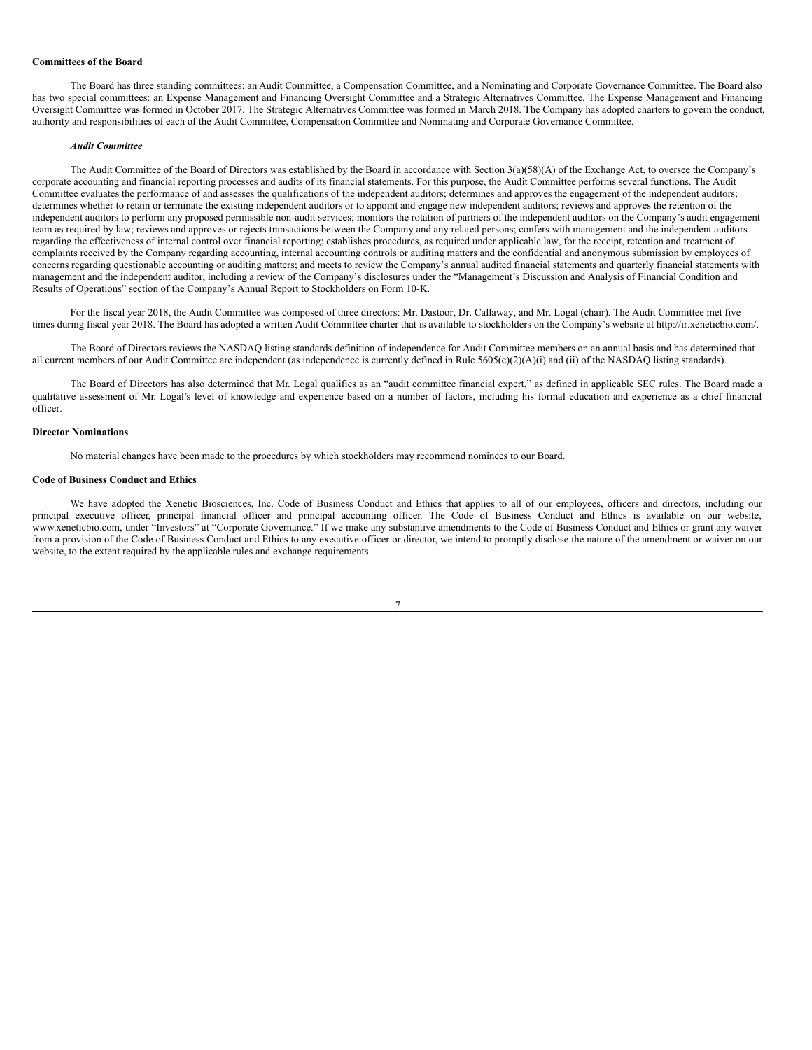**Committees of the Board**

The Board has three standing committees: an Audit Committee, a Compensation Committee, and a Nominating and Corporate Governance Committee. The Board also has two special committees: an Expense Management and Financing Oversight Committee and a Strategic Alternatives Committee. The Expense Management and Financing Oversight Committee was formed in October 2017. The Strategic Alternatives Committee was formed in March 2018. The Company has adopted charters to govern the conduct, authority and responsibilities of each of the Audit Committee, Compensation Committee and Nominating and Corporate Governance Committee.

***Audit Committee***

The Audit Committee of the Board of Directors was established by the Board in accordance with Section 3(a)(58)(A) of the Exchange Act, to oversee the Company's corporate accounting and financial reporting processes and audits of its financial statements. For this purpose, the Audit Committee performs several functions. The Audit Committee evaluates the performance of and assesses the qualifications of the independent auditors; determines and approves the engagement of the independent auditors; determines whether to retain or terminate the existing independent auditors or to appoint and engage new independent auditors; reviews and approves the retention of the independent auditors to perform any proposed permissible non-audit services; monitors the rotation of partners of the independent auditors on the Company's audit engagement team as required by law; reviews and approves or rejects transactions between the Company and any related persons; confers with management and the independent auditors regarding the effectiveness of internal control over financial reporting; establishes procedures, as required under applicable law, for the receipt, retention and treatment of complaints received by the Company regarding accounting, internal accounting controls or auditing matters and the confidential and anonymous submission by employees of concerns regarding questionable accounting or auditing matters; and meets to review the Company's annual audited financial statements and quarterly financial statements with management and the independent auditor, including a review of the Company's disclosures under the "Management's Discussion and Analysis of Financial Condition and Results of Operations" section of the Company's Annual Report to Stockholders on Form 10-K.

For the fiscal year 2018, the Audit Committee was composed of three directors: Mr. Dastoor, Dr. Callaway, and Mr. Logal (chair). The Audit Committee met five times during fiscal year 2018. The Board has adopted a written Audit Committee charter that is available to stockholders on the Company's website at http://ir.xeneticbio.com/.

The Board of Directors reviews the NASDAQ listing standards definition of independence for Audit Committee members on an annual basis and has determined that all current members of our Audit Committee are independent (as independence is currently defined in Rule 5605(c)(2)(A)(i) and (ii) of the NASDAQ listing standards).

The Board of Directors has also determined that Mr. Logal qualifies as an "audit committee financial expert," as defined in applicable SEC rules. The Board made a qualitative assessment of Mr. Logal's level of knowledge and experience based on a number of factors, including his formal education and experience as a chief financial officer.

**Director Nominations**

No material changes have been made to the procedures by which stockholders may recommend nominees to our Board.

**Code of Business Conduct and Ethics**

We have adopted the Xenetic Biosciences, Inc. Code of Business Conduct and Ethics that applies to all of our employees, officers and directors, including our principal executive officer, principal financial officer and principal accounting officer. The Code of Business Conduct and Ethics is available on our website, www.xeneticbio.com, under "Investors" at "Corporate Governance." If we make any substantive amendments to the Code of Business Conduct and Ethics or grant any waiver from a provision of the Code of Business Conduct and Ethics to any executive officer or director, we intend to promptly disclose the nature of the amendment or waiver on our website, to the extent required by the applicable rules and exchange requirements.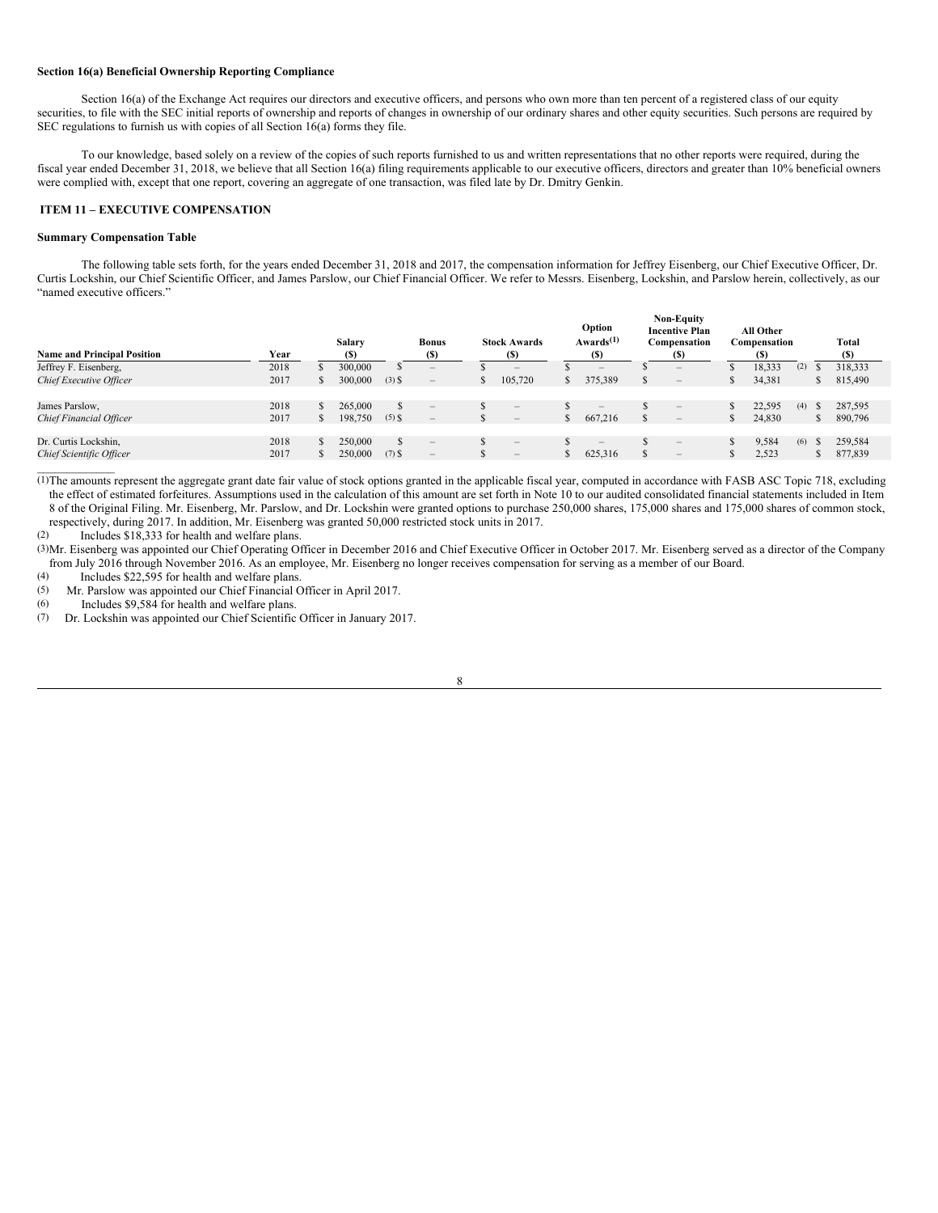**Section 16(a) Beneficial Ownership Reporting Compliance**

Section 16(a) of the Exchange Act requires our directors and executive officers, and persons who own more than ten percent of a registered class of our equity securities, to file with the SEC initial reports of ownership and reports of changes in ownership of our ordinary shares and other equity securities. Such persons are required by SEC regulations to furnish us with copies of all Section 16(a) forms they file.

To our knowledge, based solely on a review of the copies of such reports furnished to us and written representations that no other reports were required, during the fiscal year ended December 31, 2018, we believe that all Section 16(a) filing requirements applicable to our executive officers, directors and greater than 10% beneficial owners were complied with, except that one report, covering an aggregate of one transaction, was filed late by Dr. Dmitry Genkin.

## ITEM 11 – EXECUTIVE COMPENSATION

**Summary Compensation Table**

The following table sets forth, for the years ended December 31, 2018 and 2017, the compensation information for Jeffrey Eisenberg, our Chief Executive Officer, Dr. Curtis Lockshin, our Chief Scientific Officer, and James Parslow, our Chief Financial Officer. We refer to Messrs. Eisenberg, Lockshin, and Parslow herein, collectively, as our "named executive officers."

| Name and Principal Position | Year | Salary ($) | Bonus ($) | Stock Awards ($) | Option Awards[(1)] ($) | Non-Equity Incentive Plan Compensation ($) | All Other Compensation ($) | Total ($) |
|---|---|---|---|---|---|---|---|---|
| Jeffrey F. Eisenberg, | 2018 | $ 300,000 | $ – | $ – | $ – | $ – | $ 18,333 (2) | $ 318,333 |
| *Chief Executive Officer* | 2017 | $ 300,000 (3) | $ – | $ 105,720 | $ 375,389 | $ – | $ 34,381 | $ 815,490 |
| James Parslow, | 2018 | $ 265,000 | $ – | $ – | $ – | $ – | $ 22,595 (4) | $ 287,595 |
| *Chief Financial Officer* | 2017 | $ 198,750 (5) | $ – | $ – | $ 667,216 | $ – | $ 24,830 | $ 890,796 |
| Dr. Curtis Lockshin, | 2018 | $ 250,000 | $ – | $ – | $ – | $ – | $ 9,584 (6) | $ 259,584 |
| *Chief Scientific Officer* | 2017 | $ 250,000 (7) | $ – | $ – | $ 625,316 | $ – | $ 2,523 | $ 877,839 |

(1) The amounts represent the aggregate grant date fair value of stock options granted in the applicable fiscal year, computed in accordance with FASB ASC Topic 718, excluding the effect of estimated forfeitures. Assumptions used in the calculation of this amount are set forth in Note 10 to our audited consolidated financial statements included in Item 8 of the Original Filing. Mr. Eisenberg, Mr. Parslow, and Dr. Lockshin were granted options to purchase 250,000 shares, 175,000 shares and 175,000 shares of common stock, respectively, during 2017. In addition, Mr. Eisenberg was granted 50,000 restricted stock units in 2017.

(2) Includes $18,333 for health and welfare plans.

(3) Mr. Eisenberg was appointed our Chief Operating Officer in December 2016 and Chief Executive Officer in October 2017. Mr. Eisenberg served as a director of the Company from July 2016 through November 2016. As an employee, Mr. Eisenberg no longer receives compensation for serving as a member of our Board.

(4) Includes $22,595 for health and welfare plans.

(5) Mr. Parslow was appointed our Chief Financial Officer in April 2017.

(6) Includes $9,584 for health and welfare plans.

(7) Dr. Lockshin was appointed our Chief Scientific Officer in January 2017.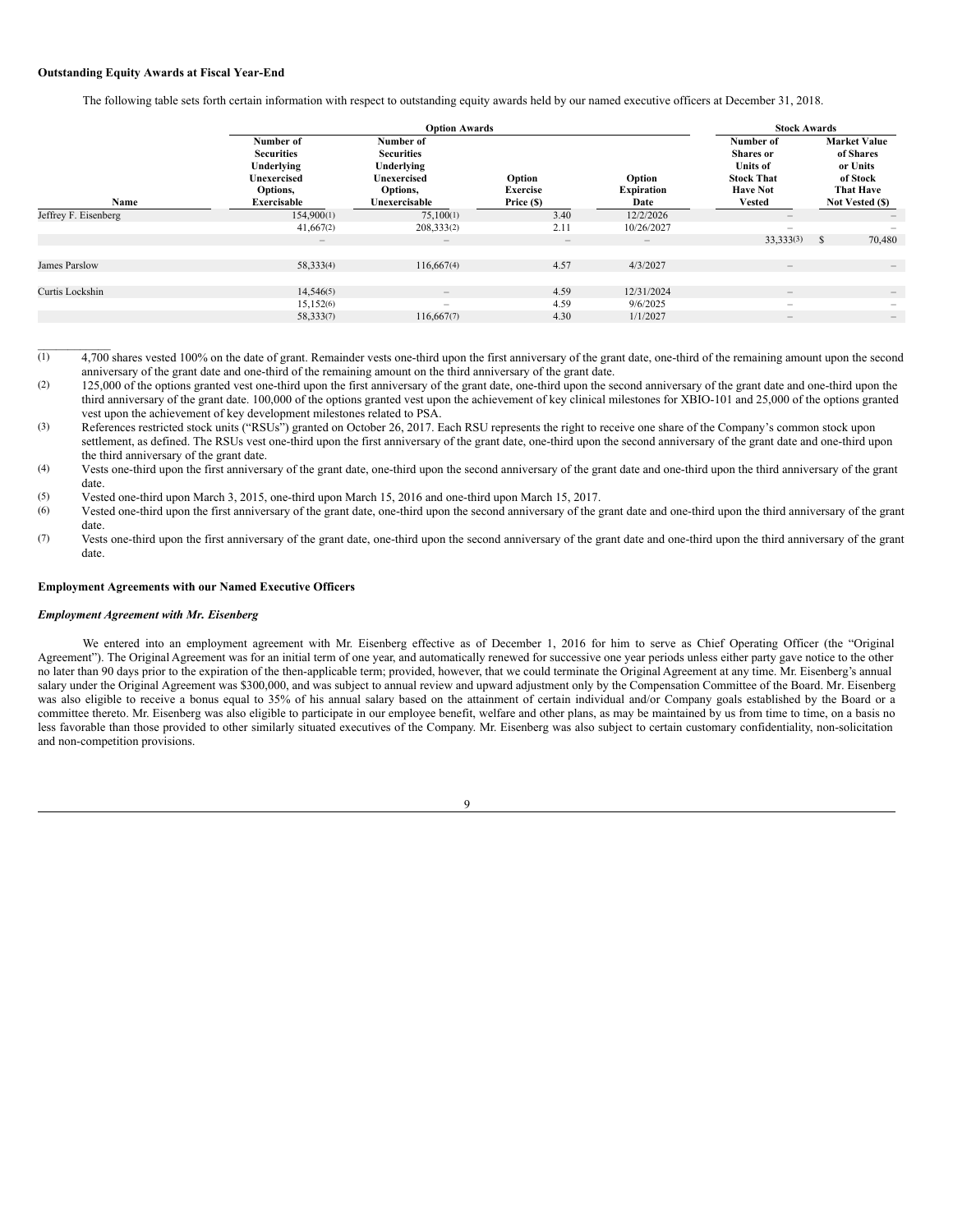**Outstanding Equity Awards at Fiscal Year-End**

The following table sets forth certain information with respect to outstanding equity awards held by our named executive officers at December 31, 2018.

| | Option Awards | | | | Stock Awards | |
|---|---|---|---|---|---|---|
| Name | Number of Securities Underlying Unexercised Options, Exercisable | Number of Securities Underlying Unexercised Options, Unexercisable | Option Exercise Price ($) | Option Expiration Date | Number of Shares or Units of Stock That Have Not Vested | Market Value of Shares or Units of Stock That Have Not Vested ($) |
| Jeffrey F. Eisenberg | 154,900(1) | 75,100(1) | 3.40 | 12/2/2026 | – | – |
| | 41,667(2) | 208,333(2) | 2.11 | 10/26/2027 | – | – |
| | – | – | – | – | 33,333(3) | $ 70,480 |
| James Parslow | 58,333(4) | 116,667(4) | 4.57 | 4/3/2027 | – | – |
| Curtis Lockshin | 14,546(5) | – | 4.59 | 12/31/2024 | – | – |
| | 15,152(6) | – | 4.59 | 9/6/2025 | – | – |
| | 58,333(7) | 116,667(7) | 4.30 | 1/1/2027 | – | – |

(1) 4,700 shares vested 100% on the date of grant. Remainder vests one-third upon the first anniversary of the grant date, one-third of the remaining amount upon the second anniversary of the grant date and one-third of the remaining amount on the third anniversary of the grant date.

(2) 125,000 of the options granted vest one-third upon the first anniversary of the grant date, one-third upon the second anniversary of the grant date and one-third upon the third anniversary of the grant date. 100,000 of the options granted vest upon the achievement of key clinical milestones for XBIO-101 and 25,000 of the options granted vest upon the achievement of key development milestones related to PSA.

(3) References restricted stock units ("RSUs") granted on October 26, 2017. Each RSU represents the right to receive one share of the Company's common stock upon settlement, as defined. The RSUs vest one-third upon the first anniversary of the grant date, one-third upon the second anniversary of the grant date and one-third upon the third anniversary of the grant date.

(4) Vests one-third upon the first anniversary of the grant date, one-third upon the second anniversary of the grant date and one-third upon the third anniversary of the grant date.

(5) Vested one-third upon March 3, 2015, one-third upon March 15, 2016 and one-third upon March 15, 2017.

(6) Vested one-third upon the first anniversary of the grant date, one-third upon the second anniversary of the grant date and one-third upon the third anniversary of the grant date.

(7) Vests one-third upon the first anniversary of the grant date, one-third upon the second anniversary of the grant date and one-third upon the third anniversary of the grant date.

**Employment Agreements with our Named Executive Officers**

***Employment Agreement with Mr. Eisenberg***

We entered into an employment agreement with Mr. Eisenberg effective as of December 1, 2016 for him to serve as Chief Operating Officer (the "Original Agreement"). The Original Agreement was for an initial term of one year, and automatically renewed for successive one year periods unless either party gave notice to the other no later than 90 days prior to the expiration of the then-applicable term; provided, however, that we could terminate the Original Agreement at any time. Mr. Eisenberg's annual salary under the Original Agreement was $300,000, and was subject to annual review and upward adjustment only by the Compensation Committee of the Board. Mr. Eisenberg was also eligible to receive a bonus equal to 35% of his annual salary based on the attainment of certain individual and/or Company goals established by the Board or a committee thereto. Mr. Eisenberg was also eligible to participate in our employee benefit, welfare and other plans, as may be maintained by us from time to time, on a basis no less favorable than those provided to other similarly situated executives of the Company. Mr. Eisenberg was also subject to certain customary confidentiality, non-solicitation and non-competition provisions.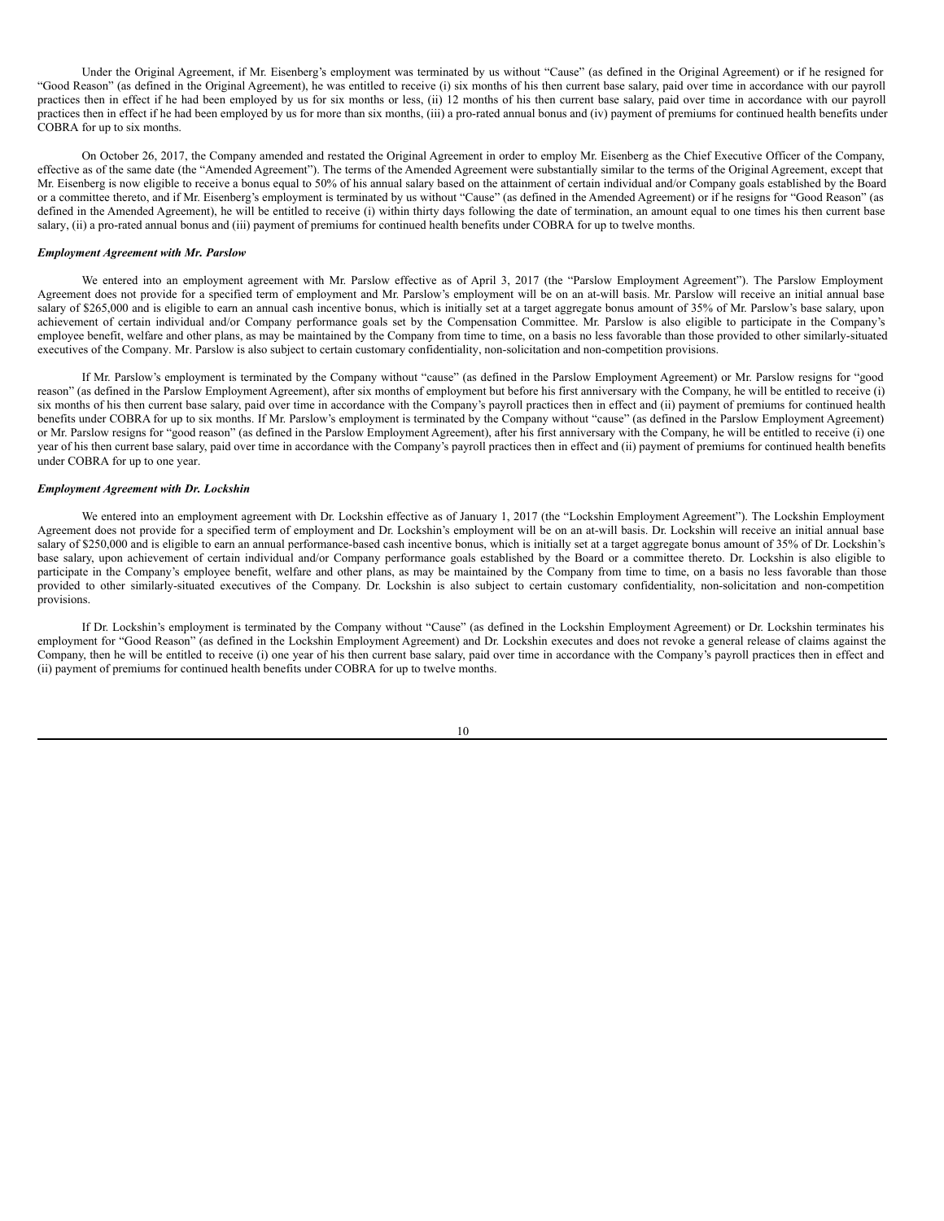Under the Original Agreement, if Mr. Eisenberg's employment was terminated by us without "Cause" (as defined in the Original Agreement) or if he resigned for "Good Reason" (as defined in the Original Agreement), he was entitled to receive (i) six months of his then current base salary, paid over time in accordance with our payroll practices then in effect if he had been employed by us for six months or less, (ii) 12 months of his then current base salary, paid over time in accordance with our payroll practices then in effect if he had been employed by us for more than six months, (iii) a pro-rated annual bonus and (iv) payment of premiums for continued health benefits under COBRA for up to six months.

On October 26, 2017, the Company amended and restated the Original Agreement in order to employ Mr. Eisenberg as the Chief Executive Officer of the Company, effective as of the same date (the "Amended Agreement"). The terms of the Amended Agreement were substantially similar to the terms of the Original Agreement, except that Mr. Eisenberg is now eligible to receive a bonus equal to 50% of his annual salary based on the attainment of certain individual and/or Company goals established by the Board or a committee thereto, and if Mr. Eisenberg's employment is terminated by us without "Cause" (as defined in the Amended Agreement) or if he resigns for "Good Reason" (as defined in the Amended Agreement), he will be entitled to receive (i) within thirty days following the date of termination, an amount equal to one times his then current base salary, (ii) a pro-rated annual bonus and (iii) payment of premiums for continued health benefits under COBRA for up to twelve months.

### *Employment Agreement with Mr. Parslow*

We entered into an employment agreement with Mr. Parslow effective as of April 3, 2017 (the "Parslow Employment Agreement"). The Parslow Employment Agreement does not provide for a specified term of employment and Mr. Parslow's employment will be on an at-will basis. Mr. Parslow will receive an initial annual base salary of $265,000 and is eligible to earn an annual cash incentive bonus, which is initially set at a target aggregate bonus amount of 35% of Mr. Parslow's base salary, upon achievement of certain individual and/or Company performance goals set by the Compensation Committee. Mr. Parslow is also eligible to participate in the Company's employee benefit, welfare and other plans, as may be maintained by the Company from time to time, on a basis no less favorable than those provided to other similarly-situated executives of the Company. Mr. Parslow is also subject to certain customary confidentiality, non-solicitation and non-competition provisions.

If Mr. Parslow's employment is terminated by the Company without "cause" (as defined in the Parslow Employment Agreement) or Mr. Parslow resigns for "good reason" (as defined in the Parslow Employment Agreement), after six months of employment but before his first anniversary with the Company, he will be entitled to receive (i) six months of his then current base salary, paid over time in accordance with the Company's payroll practices then in effect and (ii) payment of premiums for continued health benefits under COBRA for up to six months. If Mr. Parslow's employment is terminated by the Company without "cause" (as defined in the Parslow Employment Agreement) or Mr. Parslow resigns for "good reason" (as defined in the Parslow Employment Agreement), after his first anniversary with the Company, he will be entitled to receive (i) one year of his then current base salary, paid over time in accordance with the Company's payroll practices then in effect and (ii) payment of premiums for continued health benefits under COBRA for up to one year.

### *Employment Agreement with Dr. Lockshin*

We entered into an employment agreement with Dr. Lockshin effective as of January 1, 2017 (the "Lockshin Employment Agreement"). The Lockshin Employment Agreement does not provide for a specified term of employment and Dr. Lockshin's employment will be on an at-will basis. Dr. Lockshin will receive an initial annual base salary of $250,000 and is eligible to earn an annual performance-based cash incentive bonus, which is initially set at a target aggregate bonus amount of 35% of Dr. Lockshin's base salary, upon achievement of certain individual and/or Company performance goals established by the Board or a committee thereto. Dr. Lockshin is also eligible to participate in the Company's employee benefit, welfare and other plans, as may be maintained by the Company from time to time, on a basis no less favorable than those provided to other similarly-situated executives of the Company. Dr. Lockshin is also subject to certain customary confidentiality, non-solicitation and non-competition provisions.

If Dr. Lockshin's employment is terminated by the Company without "Cause" (as defined in the Lockshin Employment Agreement) or Dr. Lockshin terminates his employment for "Good Reason" (as defined in the Lockshin Employment Agreement) and Dr. Lockshin executes and does not revoke a general release of claims against the Company, then he will be entitled to receive (i) one year of his then current base salary, paid over time in accordance with the Company's payroll practices then in effect and (ii) payment of premiums for continued health benefits under COBRA for up to twelve months.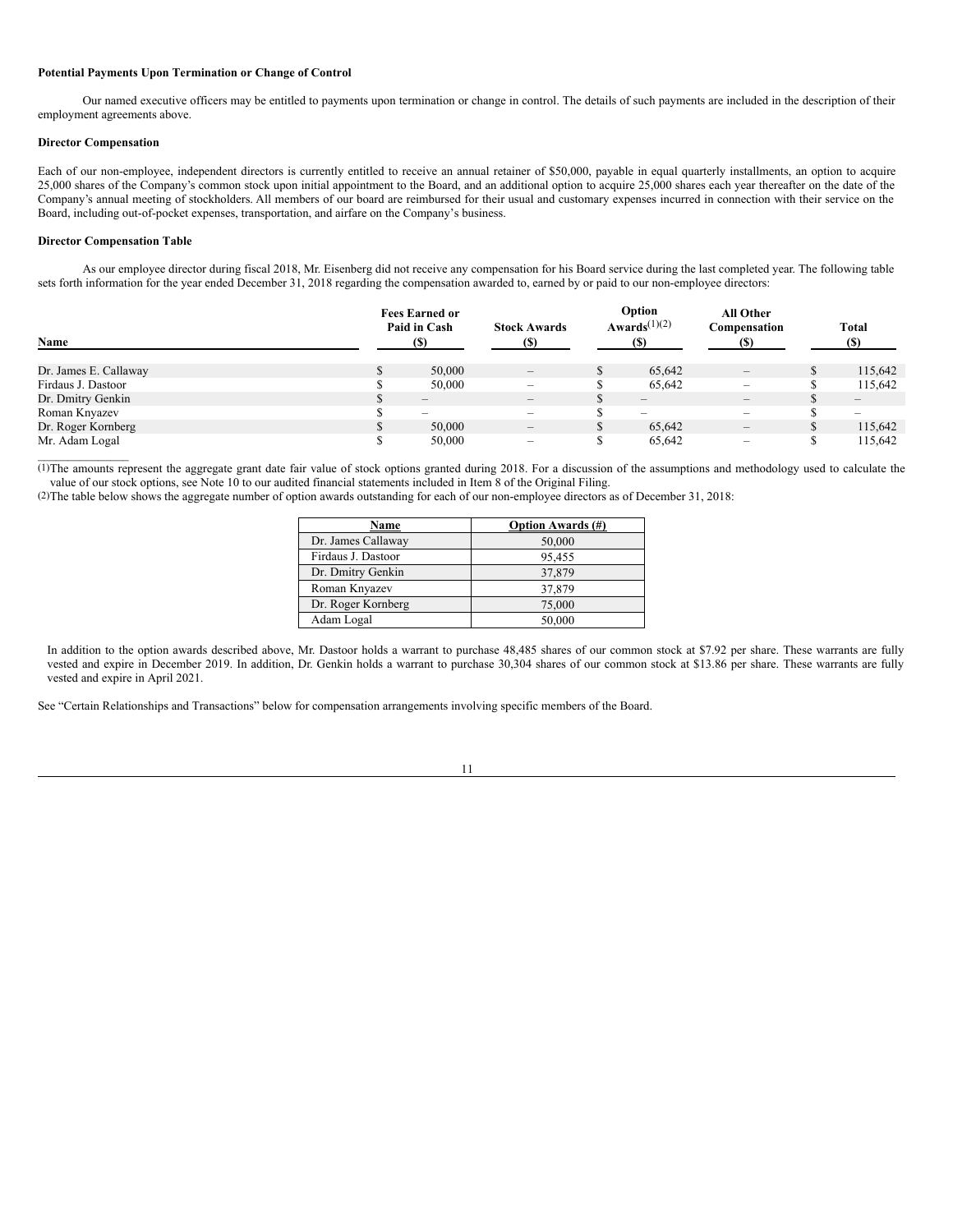**Potential Payments Upon Termination or Change of Control**

Our named executive officers may be entitled to payments upon termination or change in control. The details of such payments are included in the description of their employment agreements above.

**Director Compensation**

Each of our non-employee, independent directors is currently entitled to receive an annual retainer of $50,000, payable in equal quarterly installments, an option to acquire 25,000 shares of the Company's common stock upon initial appointment to the Board, and an additional option to acquire 25,000 shares each year thereafter on the date of the Company's annual meeting of stockholders. All members of our board are reimbursed for their usual and customary expenses incurred in connection with their service on the Board, including out-of-pocket expenses, transportation, and airfare on the Company's business.

**Director Compensation Table**

As our employee director during fiscal 2018, Mr. Eisenberg did not receive any compensation for his Board service during the last completed year. The following table sets forth information for the year ended December 31, 2018 regarding the compensation awarded to, earned by or paid to our non-employee directors:

| Name | Fees Earned or Paid in Cash ($) | Stock Awards ($) | Option Awards(1)(2) ($) | All Other Compensation ($) | Total ($) |
|---|---|---|---|---|---|
| Dr. James E. Callaway | $ 50,000 | – | $ 65,642 | – | $ 115,642 |
| Firdaus J. Dastoor | $ 50,000 | – | $ 65,642 | – | $ 115,642 |
| Dr. Dmitry Genkin | $ – | – | $ – | – | $ – |
| Roman Knyazev | $ – | – | $ – | – | $ – |
| Dr. Roger Kornberg | $ 50,000 | – | $ 65,642 | – | $ 115,642 |
| Mr. Adam Logal | $ 50,000 | – | $ 65,642 | – | $ 115,642 |

(1) The amounts represent the aggregate grant date fair value of stock options granted during 2018. For a discussion of the assumptions and methodology used to calculate the value of our stock options, see Note 10 to our audited financial statements included in Item 8 of the Original Filing.

(2) The table below shows the aggregate number of option awards outstanding for each of our non-employee directors as of December 31, 2018:

| Name | Option Awards (#) |
|---|---|
| Dr. James Callaway | 50,000 |
| Firdaus J. Dastoor | 95,455 |
| Dr. Dmitry Genkin | 37,879 |
| Roman Knyazev | 37,879 |
| Dr. Roger Kornberg | 75,000 |
| Adam Logal | 50,000 |

In addition to the option awards described above, Mr. Dastoor holds a warrant to purchase 48,485 shares of our common stock at $7.92 per share. These warrants are fully vested and expire in December 2019. In addition, Dr. Genkin holds a warrant to purchase 30,304 shares of our common stock at $13.86 per share. These warrants are fully vested and expire in April 2021.

See "Certain Relationships and Transactions" below for compensation arrangements involving specific members of the Board.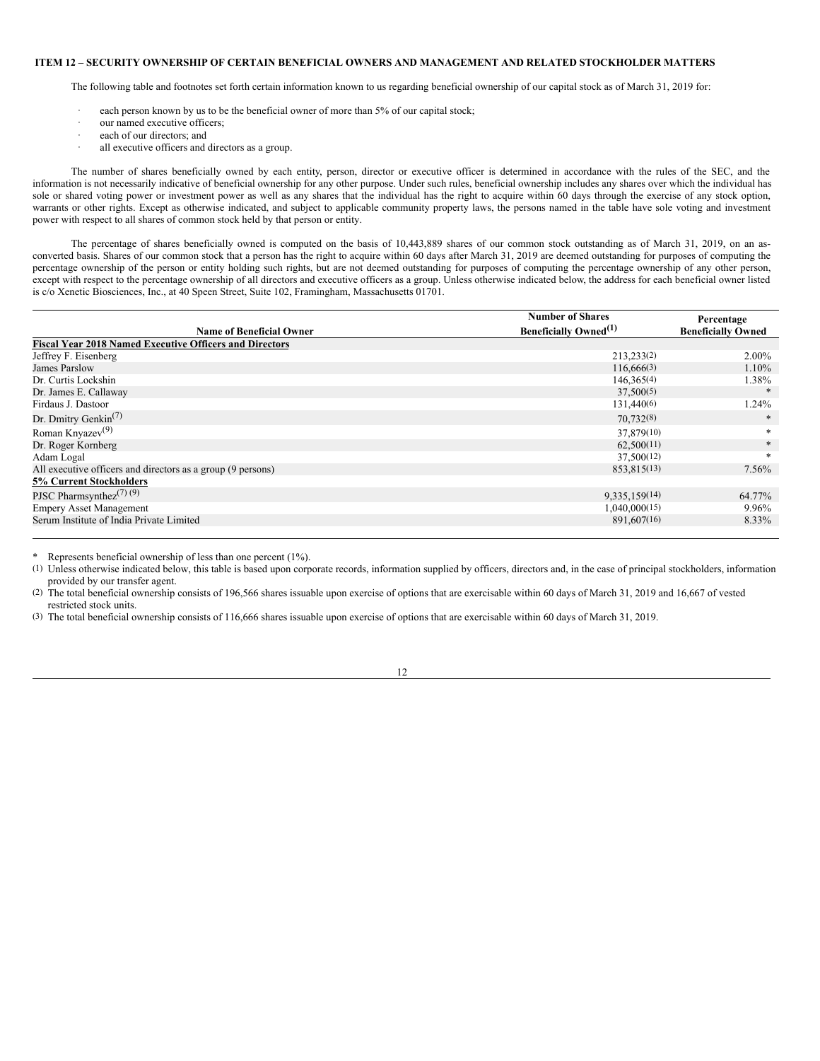## ITEM 12 – SECURITY OWNERSHIP OF CERTAIN BENEFICIAL OWNERS AND MANAGEMENT AND RELATED STOCKHOLDER MATTERS

The following table and footnotes set forth certain information known to us regarding beneficial ownership of our capital stock as of March 31, 2019 for:

- each person known by us to be the beneficial owner of more than 5% of our capital stock;
- our named executive officers;
- each of our directors; and
- all executive officers and directors as a group.

The number of shares beneficially owned by each entity, person, director or executive officer is determined in accordance with the rules of the SEC, and the information is not necessarily indicative of beneficial ownership for any other purpose. Under such rules, beneficial ownership includes any shares over which the individual has sole or shared voting power or investment power as well as any shares that the individual has the right to acquire within 60 days through the exercise of any stock option, warrants or other rights. Except as otherwise indicated, and subject to applicable community property laws, the persons named in the table have sole voting and investment power with respect to all shares of common stock held by that person or entity.

The percentage of shares beneficially owned is computed on the basis of 10,443,889 shares of our common stock outstanding as of March 31, 2019, on an as-converted basis. Shares of our common stock that a person has the right to acquire within 60 days after March 31, 2019 are deemed outstanding for purposes of computing the percentage ownership of the person or entity holding such rights, but are not deemed outstanding for purposes of computing the percentage ownership of any other person, except with respect to the percentage ownership of all directors and executive officers as a group. Unless otherwise indicated below, the address for each beneficial owner listed is c/o Xenetic Biosciences, Inc., at 40 Speen Street, Suite 102, Framingham, Massachusetts 01701.

| Name of Beneficial Owner | Number of Shares Beneficially Owned[1] | Percentage Beneficially Owned |
|---|---|---|
| **Fiscal Year 2018 Named Executive Officers and Directors** | | |
| Jeffrey F. Eisenberg | 213,233(2) | 2.00% |
| James Parslow | 116,666(3) | 1.10% |
| Dr. Curtis Lockshin | 146,365(4) | 1.38% |
| Dr. James E. Callaway | 37,500(5) | * |
| Firdaus J. Dastoor | 131,440(6) | 1.24% |
| Dr. Dmitry Genkin[7] | 70,732(8) | * |
| Roman Knyazev[9] | 37,879(10) | * |
| Dr. Roger Kornberg | 62,500(11) | * |
| Adam Logal | 37,500(12) | * |
| All executive officers and directors as a group (9 persons) | 853,815(13) | 7.56% |
| **5% Current Stockholders** | | |
| PJSC Pharmsynthez[7] [9] | 9,335,159(14) | 64.77% |
| Empery Asset Management | 1,040,000(15) | 9.96% |
| Serum Institute of India Private Limited | 891,607(16) | 8.33% |

\* Represents beneficial ownership of less than one percent (1%).

(1) Unless otherwise indicated below, this table is based upon corporate records, information supplied by officers, directors and, in the case of principal stockholders, information provided by our transfer agent.

(2) The total beneficial ownership consists of 196,566 shares issuable upon exercise of options that are exercisable within 60 days of March 31, 2019 and 16,667 of vested restricted stock units.

(3) The total beneficial ownership consists of 116,666 shares issuable upon exercise of options that are exercisable within 60 days of March 31, 2019.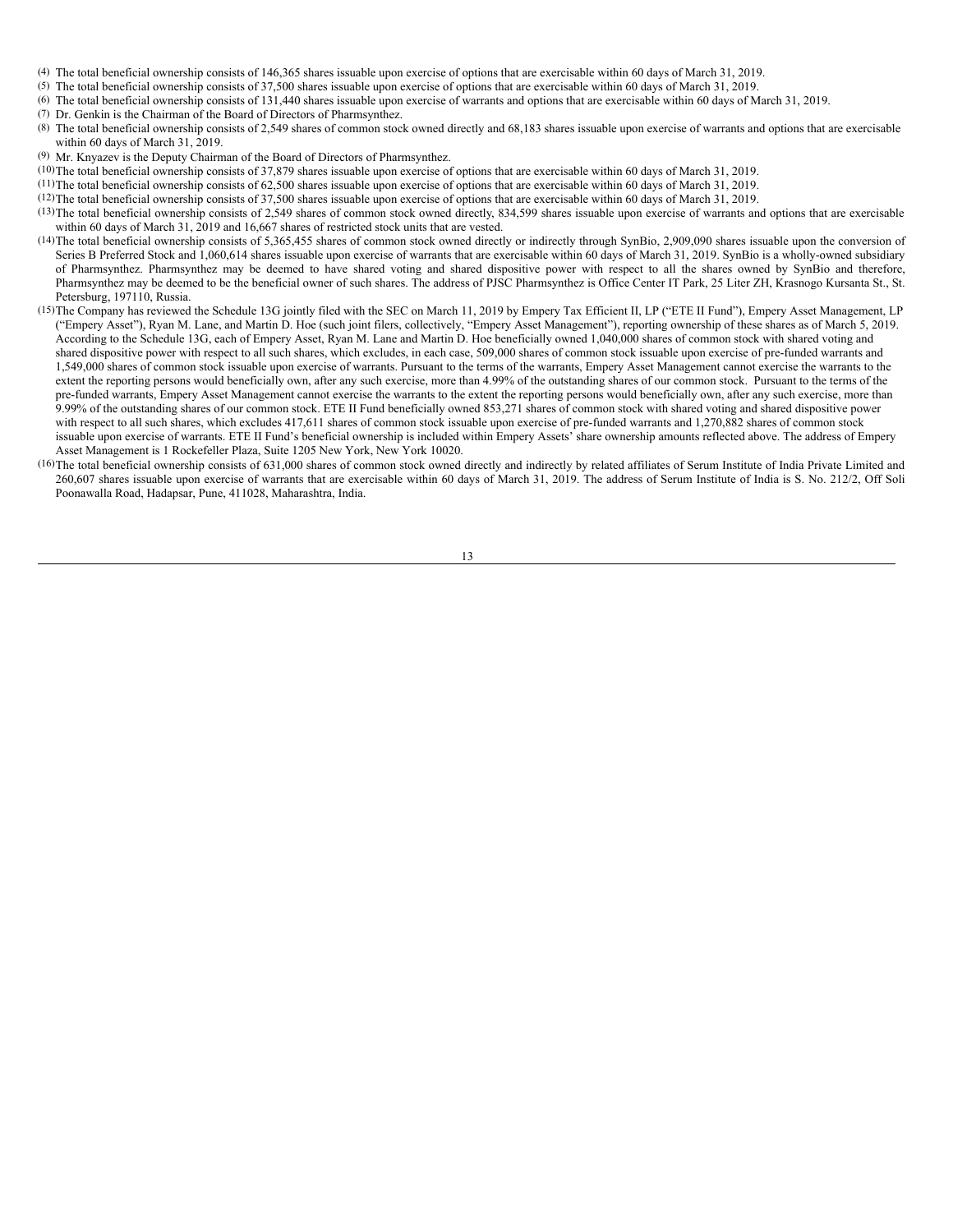(4) The total beneficial ownership consists of 146,365 shares issuable upon exercise of options that are exercisable within 60 days of March 31, 2019.

(5) The total beneficial ownership consists of 37,500 shares issuable upon exercise of options that are exercisable within 60 days of March 31, 2019.

(6) The total beneficial ownership consists of 131,440 shares issuable upon exercise of warrants and options that are exercisable within 60 days of March 31, 2019.

(7) Dr. Genkin is the Chairman of the Board of Directors of Pharmsynthez.

(8) The total beneficial ownership consists of 2,549 shares of common stock owned directly and 68,183 shares issuable upon exercise of warrants and options that are exercisable within 60 days of March 31, 2019.

(9) Mr. Knyazev is the Deputy Chairman of the Board of Directors of Pharmsynthez.

(10) The total beneficial ownership consists of 37,879 shares issuable upon exercise of options that are exercisable within 60 days of March 31, 2019.

(11) The total beneficial ownership consists of 62,500 shares issuable upon exercise of options that are exercisable within 60 days of March 31, 2019.

(12) The total beneficial ownership consists of 37,500 shares issuable upon exercise of options that are exercisable within 60 days of March 31, 2019.

(13) The total beneficial ownership consists of 2,549 shares of common stock owned directly, 834,599 shares issuable upon exercise of warrants and options that are exercisable within 60 days of March 31, 2019 and 16,667 shares of restricted stock units that are vested.

(14) The total beneficial ownership consists of 5,365,455 shares of common stock owned directly or indirectly through SynBio, 2,909,090 shares issuable upon the conversion of Series B Preferred Stock and 1,060,614 shares issuable upon exercise of warrants that are exercisable within 60 days of March 31, 2019. SynBio is a wholly-owned subsidiary of Pharmsynthez. Pharmsynthez may be deemed to have shared voting and shared dispositive power with respect to all the shares owned by SynBio and therefore, Pharmsynthez may be deemed to be the beneficial owner of such shares. The address of PJSC Pharmsynthez is Office Center IT Park, 25 Liter ZH, Krasnogo Kursanta St., St. Petersburg, 197110, Russia.

(15) The Company has reviewed the Schedule 13G jointly filed with the SEC on March 11, 2019 by Empery Tax Efficient II, LP ("ETE II Fund"), Empery Asset Management, LP ("Empery Asset"), Ryan M. Lane, and Martin D. Hoe (such joint filers, collectively, "Empery Asset Management"), reporting ownership of these shares as of March 5, 2019. According to the Schedule 13G, each of Empery Asset, Ryan M. Lane and Martin D. Hoe beneficially owned 1,040,000 shares of common stock with shared voting and shared dispositive power with respect to all such shares, which excludes, in each case, 509,000 shares of common stock issuable upon exercise of pre-funded warrants and 1,549,000 shares of common stock issuable upon exercise of warrants. Pursuant to the terms of the warrants, Empery Asset Management cannot exercise the warrants to the extent the reporting persons would beneficially own, after any such exercise, more than 4.99% of the outstanding shares of our common stock. Pursuant to the terms of the pre-funded warrants, Empery Asset Management cannot exercise the warrants to the extent the reporting persons would beneficially own, after any such exercise, more than 9.99% of the outstanding shares of our common stock. ETE II Fund beneficially owned 853,271 shares of common stock with shared voting and shared dispositive power with respect to all such shares, which excludes 417,611 shares of common stock issuable upon exercise of pre-funded warrants and 1,270,882 shares of common stock issuable upon exercise of warrants. ETE II Fund's beneficial ownership is included within Empery Assets' share ownership amounts reflected above. The address of Empery Asset Management is 1 Rockefeller Plaza, Suite 1205 New York, New York 10020.

(16) The total beneficial ownership consists of 631,000 shares of common stock owned directly and indirectly by related affiliates of Serum Institute of India Private Limited and 260,607 shares issuable upon exercise of warrants that are exercisable within 60 days of March 31, 2019. The address of Serum Institute of India is S. No. 212/2, Off Soli Poonawalla Road, Hadapsar, Pune, 411028, Maharashtra, India.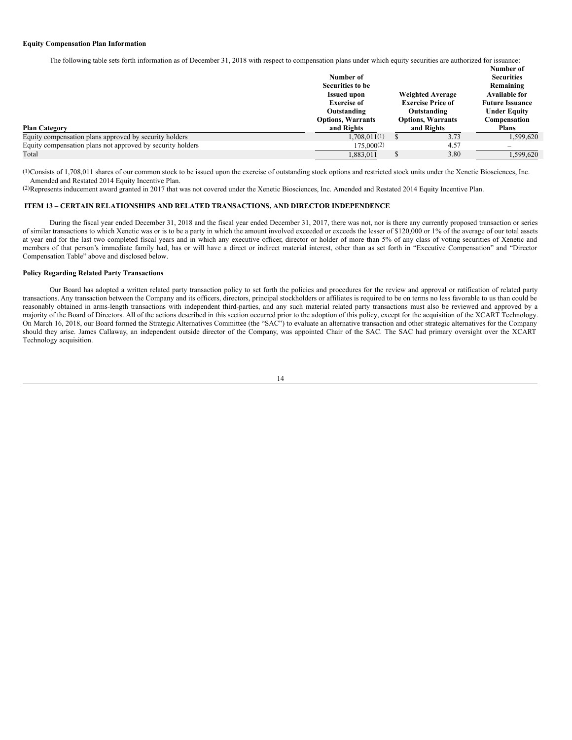**Equity Compensation Plan Information**

The following table sets forth information as of December 31, 2018 with respect to compensation plans under which equity securities are authorized for issuance:

| Plan Category | Number of Securities to be Issued upon Exercise of Outstanding Options, Warrants and Rights | Weighted Average Exercise Price of Outstanding Options, Warrants and Rights | Number of Securities Remaining Available for Future Issuance Under Equity Compensation Plans |
|---|---|---|---|
| Equity compensation plans approved by security holders | 1,708,011(1) | $ 3.73 | 1,599,620 |
| Equity compensation plans not approved by security holders | 175,000(2) | 4.57 | – |
| Total | 1,883,011 | $ 3.80 | 1,599,620 |

(1)Consists of 1,708,011 shares of our common stock to be issued upon the exercise of outstanding stock options and restricted stock units under the Xenetic Biosciences, Inc. Amended and Restated 2014 Equity Incentive Plan.

(2)Represents inducement award granted in 2017 that was not covered under the Xenetic Biosciences, Inc. Amended and Restated 2014 Equity Incentive Plan.

## ITEM 13 – CERTAIN RELATIONSHIPS AND RELATED TRANSACTIONS, AND DIRECTOR INDEPENDENCE

During the fiscal year ended December 31, 2018 and the fiscal year ended December 31, 2017, there was not, nor is there any currently proposed transaction or series of similar transactions to which Xenetic was or is to be a party in which the amount involved exceeded or exceeds the lesser of $120,000 or 1% of the average of our total assets at year end for the last two completed fiscal years and in which any executive officer, director or holder of more than 5% of any class of voting securities of Xenetic and members of that person's immediate family had, has or will have a direct or indirect material interest, other than as set forth in "Executive Compensation" and "Director Compensation Table" above and disclosed below.

**Policy Regarding Related Party Transactions**

Our Board has adopted a written related party transaction policy to set forth the policies and procedures for the review and approval or ratification of related party transactions. Any transaction between the Company and its officers, directors, principal stockholders or affiliates is required to be on terms no less favorable to us than could be reasonably obtained in arms-length transactions with independent third-parties, and any such material related party transactions must also be reviewed and approved by a majority of the Board of Directors. All of the actions described in this section occurred prior to the adoption of this policy, except for the acquisition of the XCART Technology. On March 16, 2018, our Board formed the Strategic Alternatives Committee (the "SAC") to evaluate an alternative transaction and other strategic alternatives for the Company should they arise. James Callaway, an independent outside director of the Company, was appointed Chair of the SAC. The SAC had primary oversight over the XCART Technology acquisition.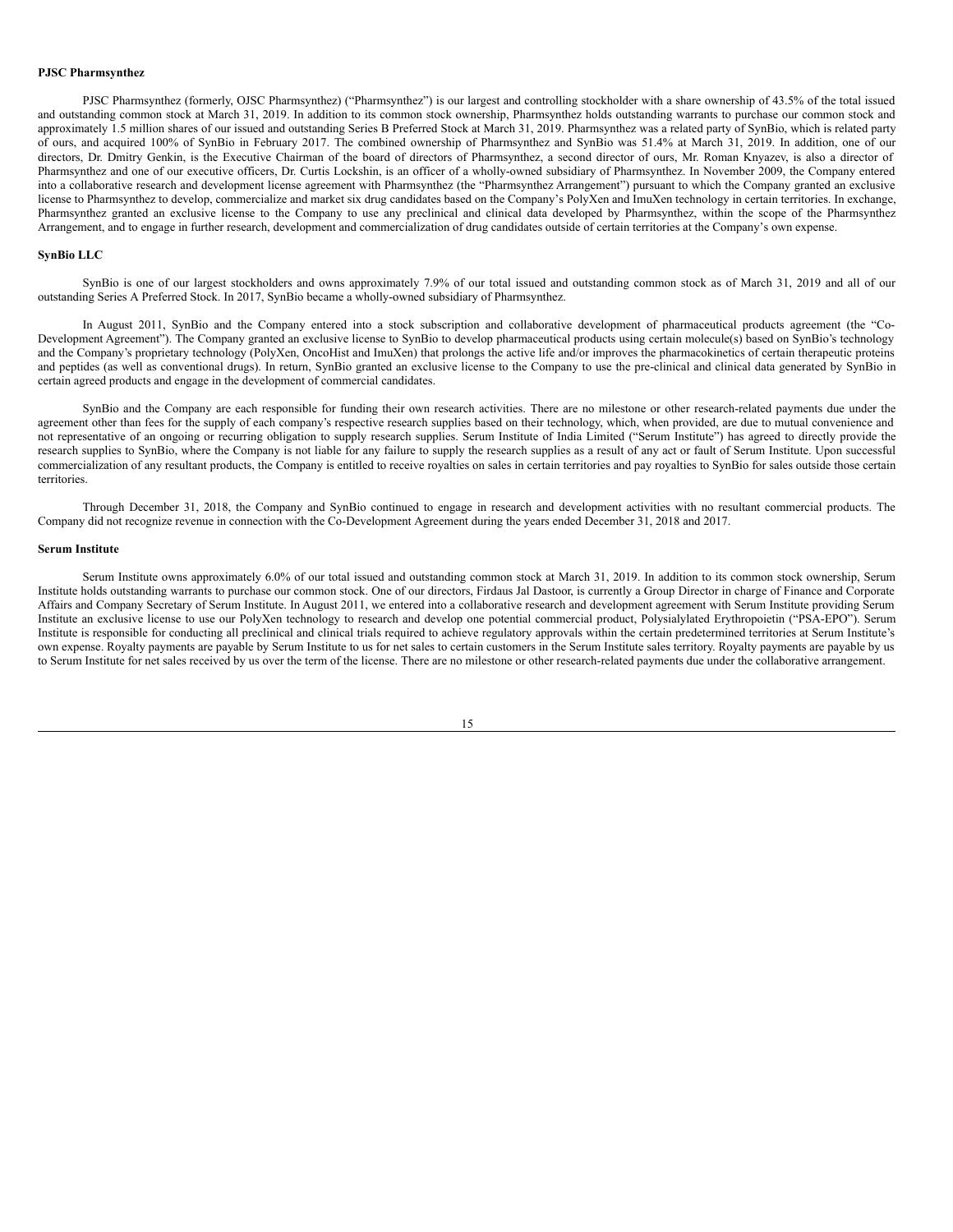**PJSC Pharmsynthez**

PJSC Pharmsynthez (formerly, OJSC Pharmsynthez) ("Pharmsynthez") is our largest and controlling stockholder with a share ownership of 43.5% of the total issued and outstanding common stock at March 31, 2019. In addition to its common stock ownership, Pharmsynthez holds outstanding warrants to purchase our common stock and approximately 1.5 million shares of our issued and outstanding Series B Preferred Stock at March 31, 2019. Pharmsynthez was a related party of SynBio, which is related party of ours, and acquired 100% of SynBio in February 2017. The combined ownership of Pharmsynthez and SynBio was 51.4% at March 31, 2019. In addition, one of our directors, Dr. Dmitry Genkin, is the Executive Chairman of the board of directors of Pharmsynthez, a second director of ours, Mr. Roman Knyazev, is also a director of Pharmsynthez and one of our executive officers, Dr. Curtis Lockshin, is an officer of a wholly-owned subsidiary of Pharmsynthez. In November 2009, the Company entered into a collaborative research and development license agreement with Pharmsynthez (the "Pharmsynthez Arrangement") pursuant to which the Company granted an exclusive license to Pharmsynthez to develop, commercialize and market six drug candidates based on the Company's PolyXen and ImuXen technology in certain territories. In exchange, Pharmsynthez granted an exclusive license to the Company to use any preclinical and clinical data developed by Pharmsynthez, within the scope of the Pharmsynthez Arrangement, and to engage in further research, development and commercialization of drug candidates outside of certain territories at the Company's own expense.

**SynBio LLC**

SynBio is one of our largest stockholders and owns approximately 7.9% of our total issued and outstanding common stock as of March 31, 2019 and all of our outstanding Series A Preferred Stock. In 2017, SynBio became a wholly-owned subsidiary of Pharmsynthez.

In August 2011, SynBio and the Company entered into a stock subscription and collaborative development of pharmaceutical products agreement (the "Co-Development Agreement"). The Company granted an exclusive license to SynBio to develop pharmaceutical products using certain molecule(s) based on SynBio's technology and the Company's proprietary technology (PolyXen, OncoHist and ImuXen) that prolongs the active life and/or improves the pharmacokinetics of certain therapeutic proteins and peptides (as well as conventional drugs). In return, SynBio granted an exclusive license to the Company to use the pre-clinical and clinical data generated by SynBio in certain agreed products and engage in the development of commercial candidates.

SynBio and the Company are each responsible for funding their own research activities. There are no milestone or other research-related payments due under the agreement other than fees for the supply of each company's respective research supplies based on their technology, which, when provided, are due to mutual convenience and not representative of an ongoing or recurring obligation to supply research supplies. Serum Institute of India Limited ("Serum Institute") has agreed to directly provide the research supplies to SynBio, where the Company is not liable for any failure to supply the research supplies as a result of any act or fault of Serum Institute. Upon successful commercialization of any resultant products, the Company is entitled to receive royalties on sales in certain territories and pay royalties to SynBio for sales outside those certain territories.

Through December 31, 2018, the Company and SynBio continued to engage in research and development activities with no resultant commercial products. The Company did not recognize revenue in connection with the Co-Development Agreement during the years ended December 31, 2018 and 2017.

**Serum Institute**

Serum Institute owns approximately 6.0% of our total issued and outstanding common stock at March 31, 2019. In addition to its common stock ownership, Serum Institute holds outstanding warrants to purchase our common stock. One of our directors, Firdaus Jal Dastoor, is currently a Group Director in charge of Finance and Corporate Affairs and Company Secretary of Serum Institute. In August 2011, we entered into a collaborative research and development agreement with Serum Institute providing Serum Institute an exclusive license to use our PolyXen technology to research and develop one potential commercial product, Polysialylated Erythropoietin ("PSA-EPO"). Serum Institute is responsible for conducting all preclinical and clinical trials required to achieve regulatory approvals within the certain predetermined territories at Serum Institute's own expense. Royalty payments are payable by Serum Institute to us for net sales to certain customers in the Serum Institute sales territory. Royalty payments are payable by us to Serum Institute for net sales received by us over the term of the license. There are no milestone or other research-related payments due under the collaborative arrangement.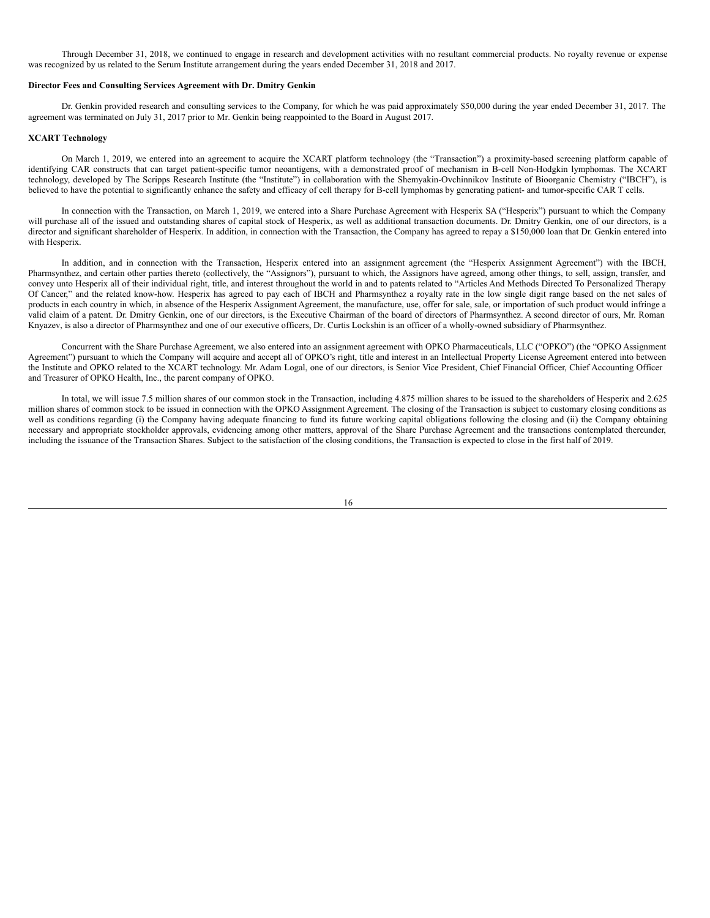Through December 31, 2018, we continued to engage in research and development activities with no resultant commercial products. No royalty revenue or expense was recognized by us related to the Serum Institute arrangement during the years ended December 31, 2018 and 2017.

**Director Fees and Consulting Services Agreement with Dr. Dmitry Genkin**

Dr. Genkin provided research and consulting services to the Company, for which he was paid approximately $50,000 during the year ended December 31, 2017. The agreement was terminated on July 31, 2017 prior to Mr. Genkin being reappointed to the Board in August 2017.

**XCART Technology**

On March 1, 2019, we entered into an agreement to acquire the XCART platform technology (the "Transaction") a proximity-based screening platform capable of identifying CAR constructs that can target patient-specific tumor neoantigens, with a demonstrated proof of mechanism in B-cell Non-Hodgkin lymphomas. The XCART technology, developed by The Scripps Research Institute (the "Institute") in collaboration with the Shemyakin-Ovchinnikov Institute of Bioorganic Chemistry ("IBCH"), is believed to have the potential to significantly enhance the safety and efficacy of cell therapy for B-cell lymphomas by generating patient- and tumor-specific CAR T cells.

In connection with the Transaction, on March 1, 2019, we entered into a Share Purchase Agreement with Hesperix SA ("Hesperix") pursuant to which the Company will purchase all of the issued and outstanding shares of capital stock of Hesperix, as well as additional transaction documents. Dr. Dmitry Genkin, one of our directors, is a director and significant shareholder of Hesperix. In addition, in connection with the Transaction, the Company has agreed to repay a $150,000 loan that Dr. Genkin entered into with Hesperix.

In addition, and in connection with the Transaction, Hesperix entered into an assignment agreement (the "Hesperix Assignment Agreement") with the IBCH, Pharmsynthez, and certain other parties thereto (collectively, the "Assignors"), pursuant to which, the Assignors have agreed, among other things, to sell, assign, transfer, and convey unto Hesperix all of their individual right, title, and interest throughout the world in and to patents related to "Articles And Methods Directed To Personalized Therapy Of Cancer," and the related know-how. Hesperix has agreed to pay each of IBCH and Pharmsynthez a royalty rate in the low single digit range based on the net sales of products in each country in which, in absence of the Hesperix Assignment Agreement, the manufacture, use, offer for sale, sale, or importation of such product would infringe a valid claim of a patent. Dr. Dmitry Genkin, one of our directors, is the Executive Chairman of the board of directors of Pharmsynthez. A second director of ours, Mr. Roman Knyazev, is also a director of Pharmsynthez and one of our executive officers, Dr. Curtis Lockshin is an officer of a wholly-owned subsidiary of Pharmsynthez.

Concurrent with the Share Purchase Agreement, we also entered into an assignment agreement with OPKO Pharmaceuticals, LLC ("OPKO") (the "OPKO Assignment Agreement") pursuant to which the Company will acquire and accept all of OPKO's right, title and interest in an Intellectual Property License Agreement entered into between the Institute and OPKO related to the XCART technology. Mr. Adam Logal, one of our directors, is Senior Vice President, Chief Financial Officer, Chief Accounting Officer and Treasurer of OPKO Health, Inc., the parent company of OPKO.

In total, we will issue 7.5 million shares of our common stock in the Transaction, including 4.875 million shares to be issued to the shareholders of Hesperix and 2.625 million shares of common stock to be issued in connection with the OPKO Assignment Agreement. The closing of the Transaction is subject to customary closing conditions as well as conditions regarding (i) the Company having adequate financing to fund its future working capital obligations following the closing and (ii) the Company obtaining necessary and appropriate stockholder approvals, evidencing among other matters, approval of the Share Purchase Agreement and the transactions contemplated thereunder, including the issuance of the Transaction Shares. Subject to the satisfaction of the closing conditions, the Transaction is expected to close in the first half of 2019.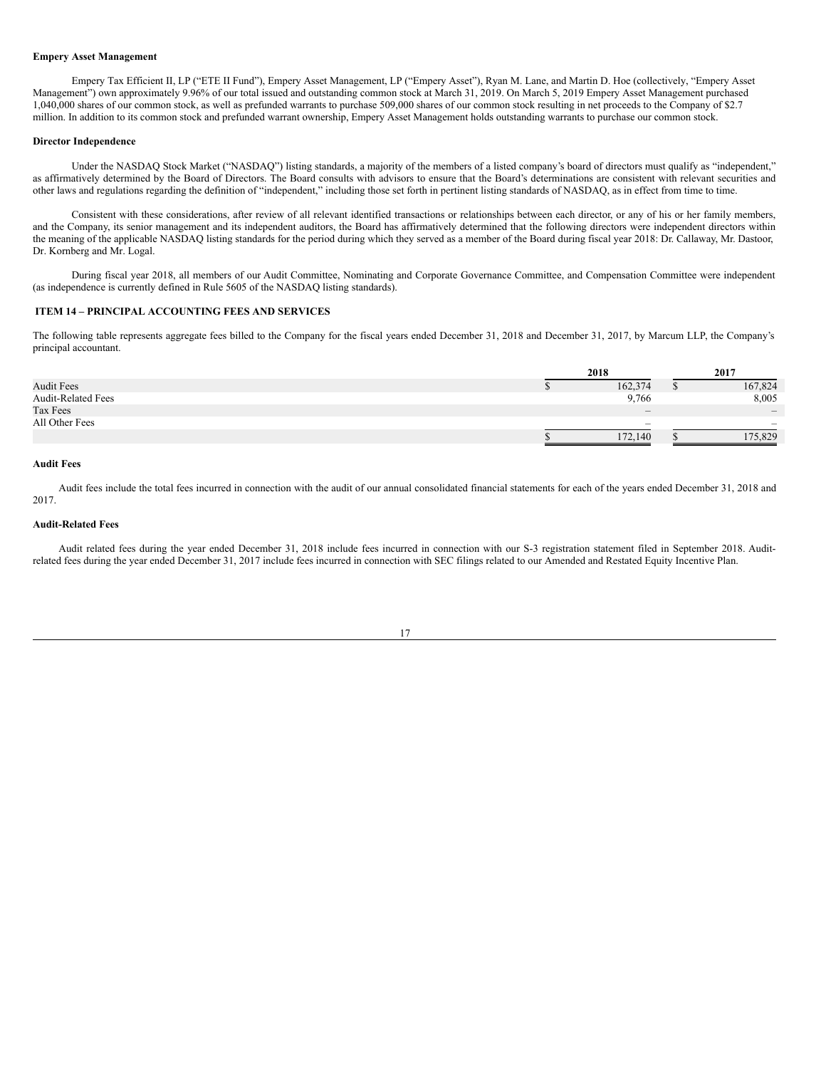**Empery Asset Management**

Empery Tax Efficient II, LP ("ETE II Fund"), Empery Asset Management, LP ("Empery Asset"), Ryan M. Lane, and Martin D. Hoe (collectively, "Empery Asset Management") own approximately 9.96% of our total issued and outstanding common stock at March 31, 2019. On March 5, 2019 Empery Asset Management purchased 1,040,000 shares of our common stock, as well as prefunded warrants to purchase 509,000 shares of our common stock resulting in net proceeds to the Company of $2.7 million. In addition to its common stock and prefunded warrant ownership, Empery Asset Management holds outstanding warrants to purchase our common stock.

**Director Independence**

Under the NASDAQ Stock Market ("NASDAQ") listing standards, a majority of the members of a listed company's board of directors must qualify as "independent," as affirmatively determined by the Board of Directors. The Board consults with advisors to ensure that the Board's determinations are consistent with relevant securities and other laws and regulations regarding the definition of "independent," including those set forth in pertinent listing standards of NASDAQ, as in effect from time to time.

Consistent with these considerations, after review of all relevant identified transactions or relationships between each director, or any of his or her family members, and the Company, its senior management and its independent auditors, the Board has affirmatively determined that the following directors were independent directors within the meaning of the applicable NASDAQ listing standards for the period during which they served as a member of the Board during fiscal year 2018: Dr. Callaway, Mr. Dastoor, Dr. Kornberg and Mr. Logal.

During fiscal year 2018, all members of our Audit Committee, Nominating and Corporate Governance Committee, and Compensation Committee were independent (as independence is currently defined in Rule 5605 of the NASDAQ listing standards).

## ITEM 14 – PRINCIPAL ACCOUNTING FEES AND SERVICES

The following table represents aggregate fees billed to the Company for the fiscal years ended December 31, 2018 and December 31, 2017, by Marcum LLP, the Company's principal accountant.

| | 2018 | 2017 |
|---|---|---|
| Audit Fees | $ 162,374 | $ 167,824 |
| Audit-Related Fees | 9,766 | 8,005 |
| Tax Fees | – | – |
| All Other Fees | – | – |
| | $ 172,140 | $ 175,829 |

**Audit Fees**

Audit fees include the total fees incurred in connection with the audit of our annual consolidated financial statements for each of the years ended December 31, 2018 and 2017.

**Audit-Related Fees**

Audit related fees during the year ended December 31, 2018 include fees incurred in connection with our S-3 registration statement filed in September 2018. Audit-related fees during the year ended December 31, 2017 include fees incurred in connection with SEC filings related to our Amended and Restated Equity Incentive Plan.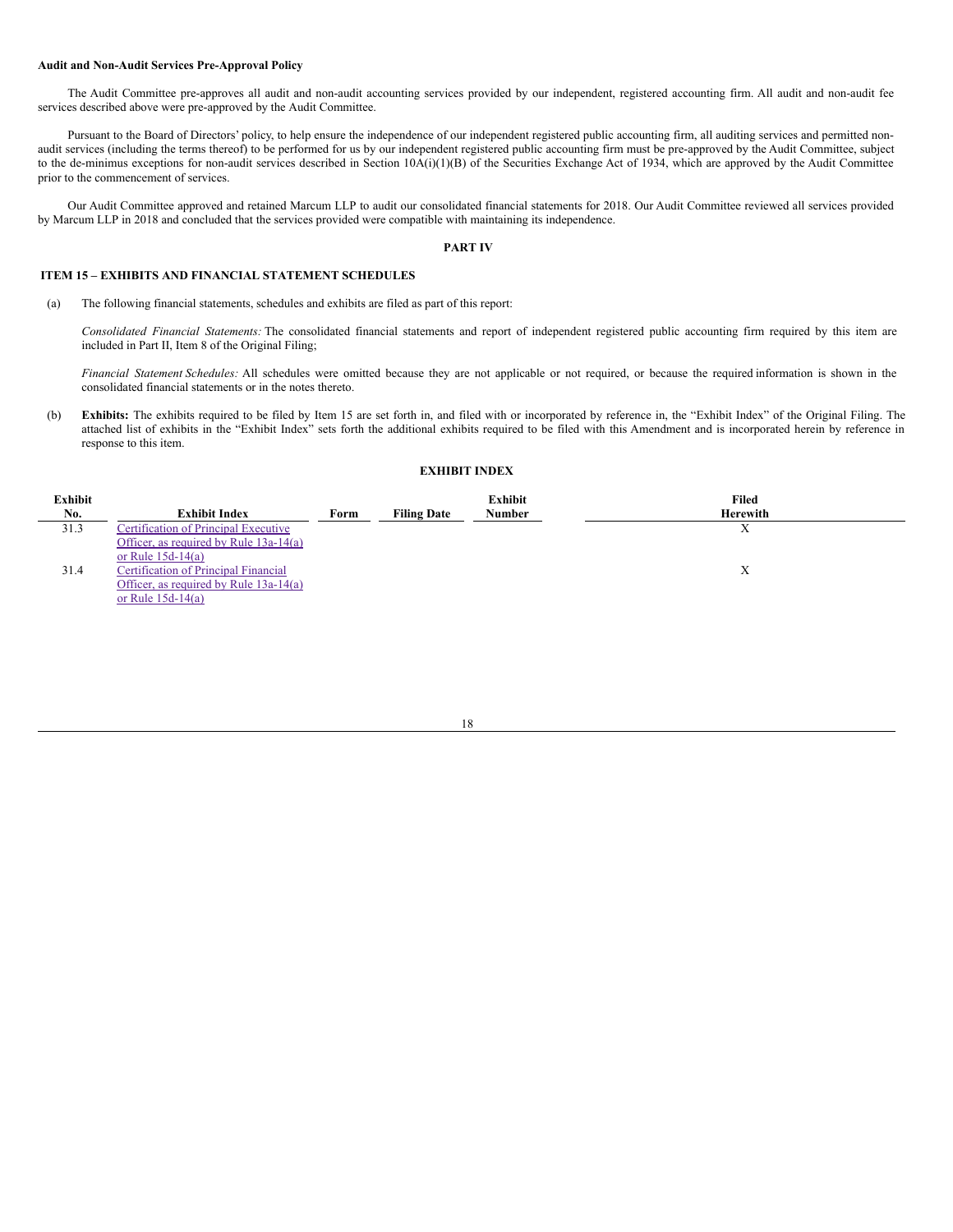**Audit and Non-Audit Services Pre-Approval Policy**

The Audit Committee pre-approves all audit and non-audit accounting services provided by our independent, registered accounting firm. All audit and non-audit fee services described above were pre-approved by the Audit Committee.

Pursuant to the Board of Directors' policy, to help ensure the independence of our independent registered public accounting firm, all auditing services and permitted non-audit services (including the terms thereof) to be performed for us by our independent registered public accounting firm must be pre-approved by the Audit Committee, subject to the de-minimus exceptions for non-audit services described in Section 10A(i)(1)(B) of the Securities Exchange Act of 1934, which are approved by the Audit Committee prior to the commencement of services.

Our Audit Committee approved and retained Marcum LLP to audit our consolidated financial statements for 2018. Our Audit Committee reviewed all services provided by Marcum LLP in 2018 and concluded that the services provided were compatible with maintaining its independence.

## PART IV

### ITEM 15 – EXHIBITS AND FINANCIAL STATEMENT SCHEDULES

(a) The following financial statements, schedules and exhibits are filed as part of this report:

*Consolidated Financial Statements:* The consolidated financial statements and report of independent registered public accounting firm required by this item are included in Part II, Item 8 of the Original Filing;

*Financial Statement Schedules:* All schedules were omitted because they are not applicable or not required, or because the required information is shown in the consolidated financial statements or in the notes thereto.

(b) **Exhibits:** The exhibits required to be filed by Item 15 are set forth in, and filed with or incorporated by reference in, the "Exhibit Index" of the Original Filing. The attached list of exhibits in the "Exhibit Index" sets forth the additional exhibits required to be filed with this Amendment and is incorporated herein by reference in response to this item.

**EXHIBIT INDEX**

| Exhibit No. | Exhibit Index | Form | Filing Date | Exhibit Number | Filed Herewith |
|---|---|---|---|---|---|
| 31.3 | Certification of Principal Executive Officer, as required by Rule 13a-14(a) or Rule 15d-14(a) | | | | X |
| 31.4 | Certification of Principal Financial Officer, as required by Rule 13a-14(a) or Rule 15d-14(a) | | | | X |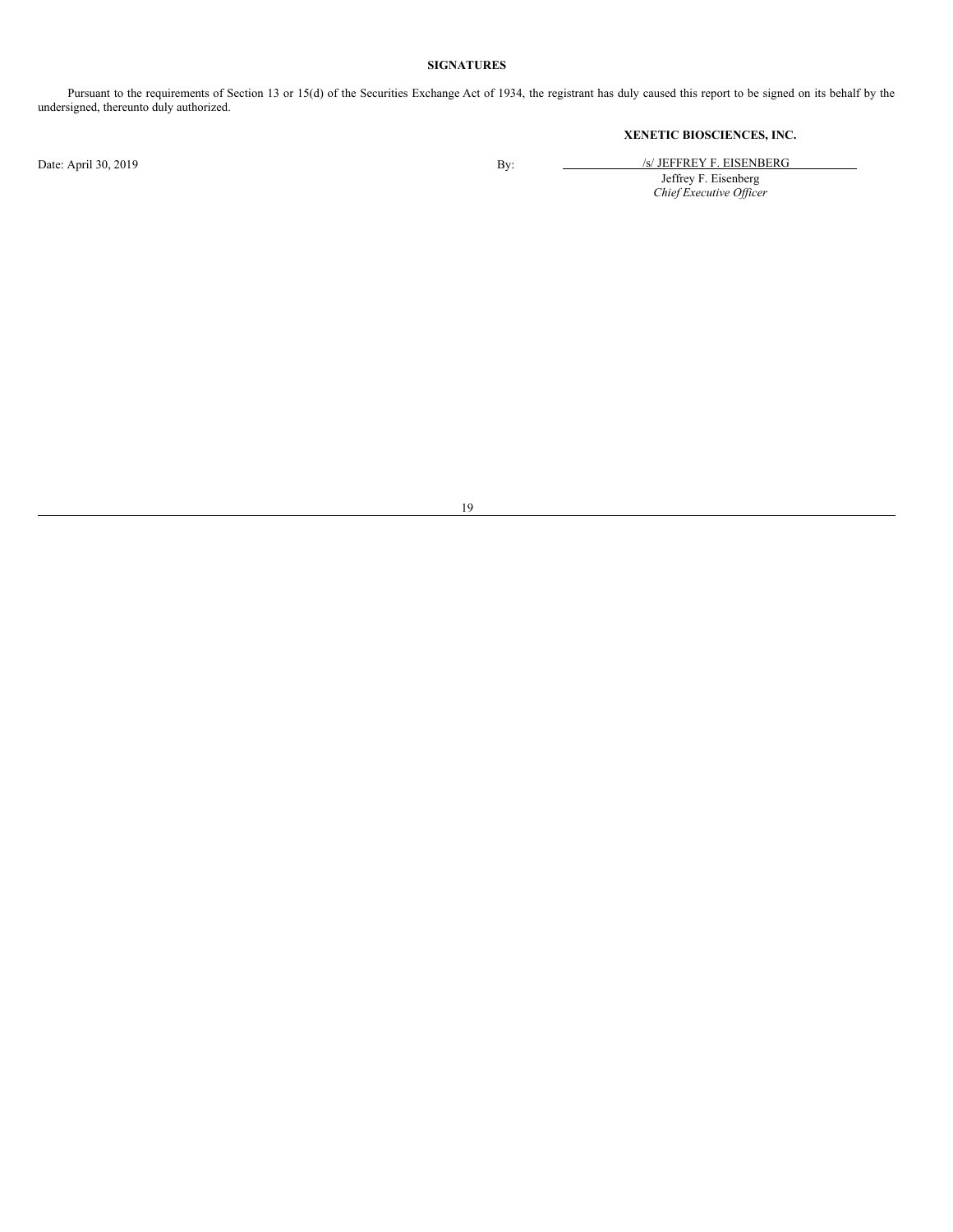## SIGNATURES

Pursuant to the requirements of Section 13 or 15(d) of the Securities Exchange Act of 1934, the registrant has duly caused this report to be signed on its behalf by the undersigned, thereunto duly authorized.

**XENETIC BIOSCIENCES, INC.**

Date: April 30, 2019

By: /s/ JEFFREY F. EISENBERG

Jeffrey F. Eisenberg

*Chief Executive Officer*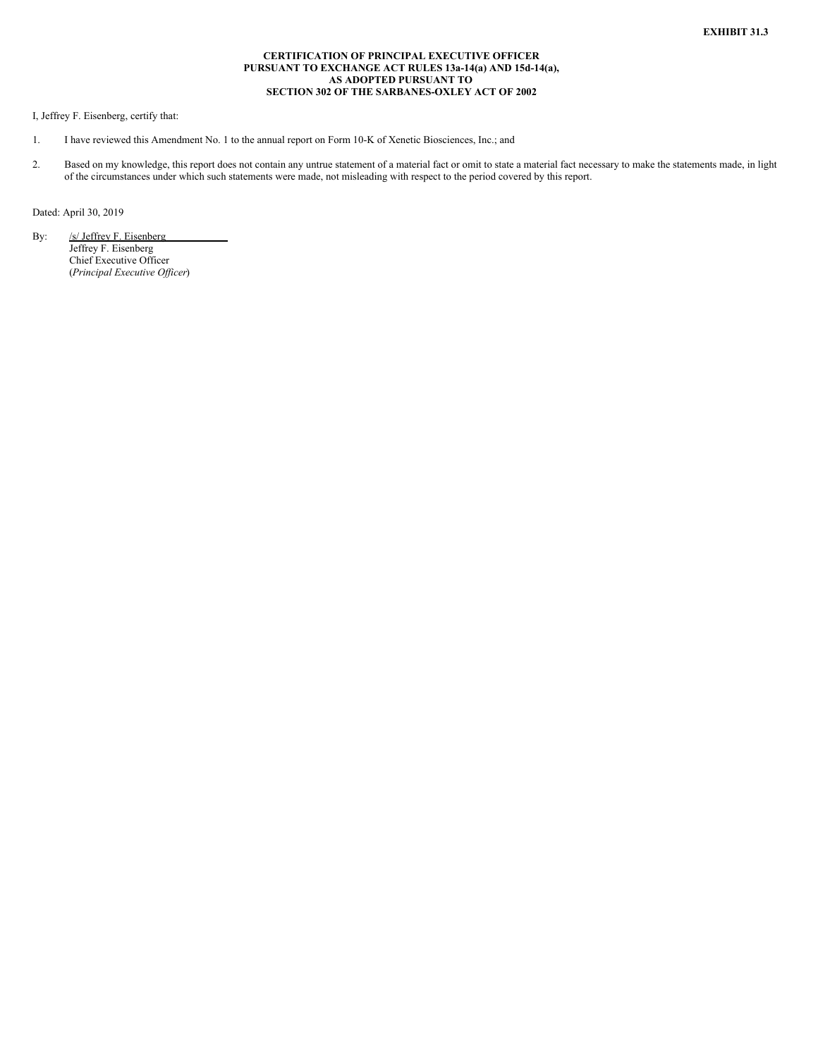**EXHIBIT 31.3**

**CERTIFICATION OF PRINCIPAL EXECUTIVE OFFICER
PURSUANT TO EXCHANGE ACT RULES 13a-14(a) AND 15d-14(a),
AS ADOPTED PURSUANT TO
SECTION 302 OF THE SARBANES-OXLEY ACT OF 2002**

I, Jeffrey F. Eisenberg, certify that:

1. I have reviewed this Amendment No. 1 to the annual report on Form 10-K of Xenetic Biosciences, Inc.; and

2. Based on my knowledge, this report does not contain any untrue statement of a material fact or omit to state a material fact necessary to make the statements made, in light of the circumstances under which such statements were made, not misleading with respect to the period covered by this report.

Dated: April 30, 2019

By: /s/ Jeffrey F. Eisenberg
Jeffrey F. Eisenberg
Chief Executive Officer
(*Principal Executive Officer*)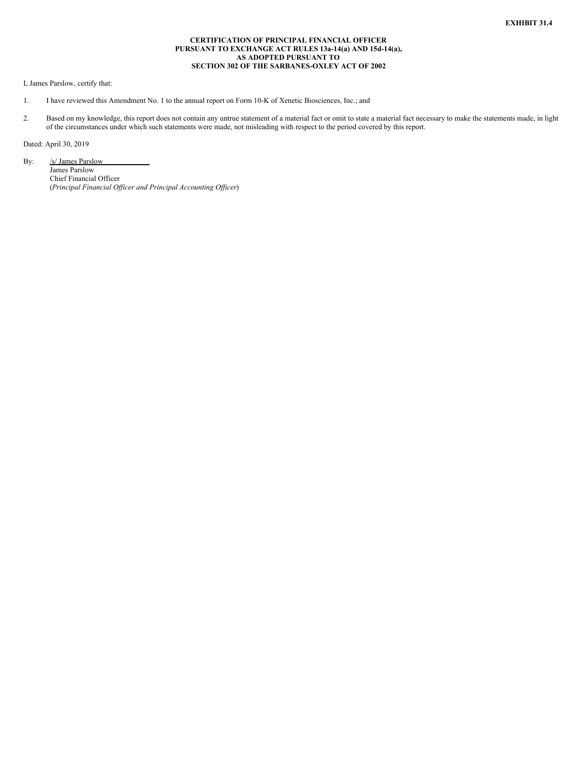**EXHIBIT 31.4**

**CERTIFICATION OF PRINCIPAL FINANCIAL OFFICER
PURSUANT TO EXCHANGE ACT RULES 13a-14(a) AND 15d-14(a),
AS ADOPTED PURSUANT TO
SECTION 302 OF THE SARBANES-OXLEY ACT OF 2002**

I, James Parslow, certify that:

1. I have reviewed this Amendment No. 1 to the annual report on Form 10-K of Xenetic Biosciences, Inc.; and

2. Based on my knowledge, this report does not contain any untrue statement of a material fact or omit to state a material fact necessary to make the statements made, in light of the circumstances under which such statements were made, not misleading with respect to the period covered by this report.

Dated: April 30, 2019

By: /s/ James Parslow
James Parslow
Chief Financial Officer
(*Principal Financial Officer and Principal Accounting Officer*)